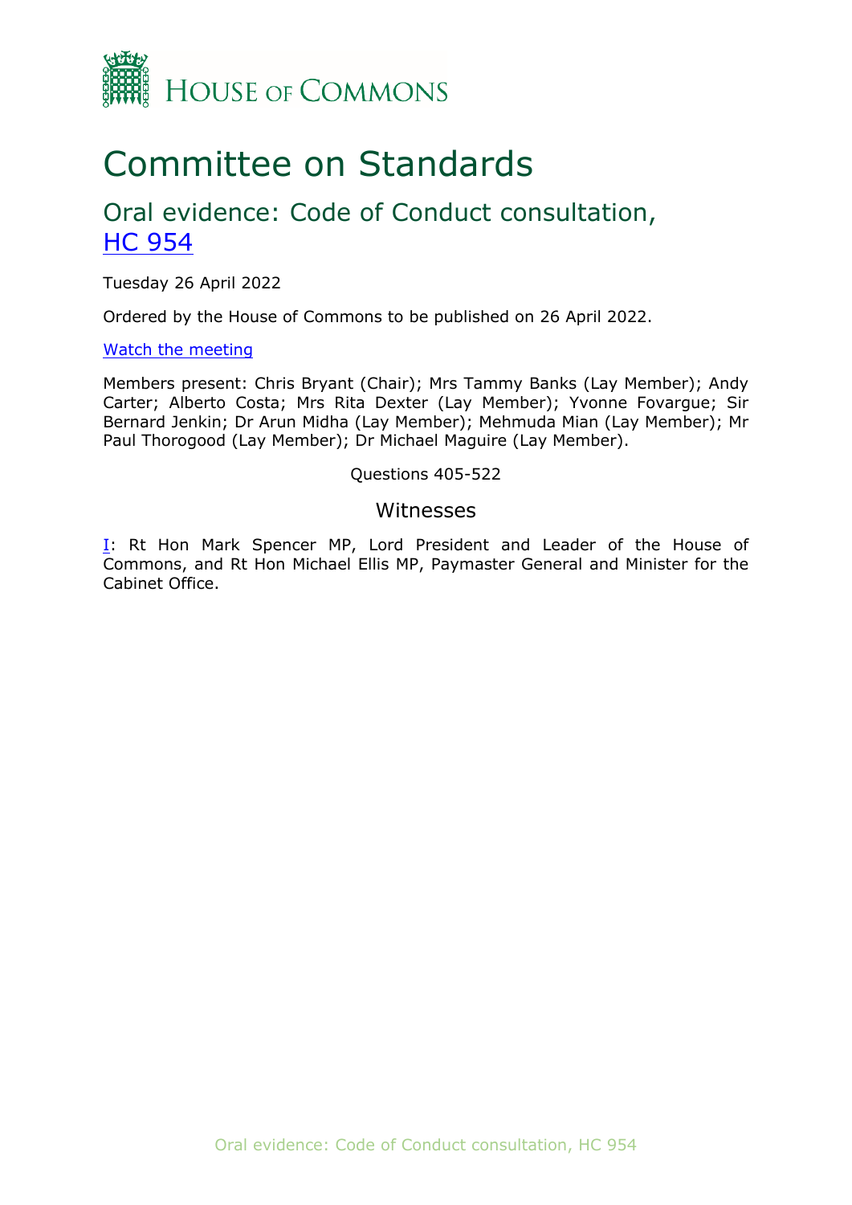HOUSE OF COMMONS

# Committee on Standards

## Oral evidence: Code of Conduct consultation, HC 954

Tuesday 26 April 2022

Ordered by the House of Commons to be published on 26 April 2022.

Watch the meeting

Members present: Chris Bryant (Chair); Mrs Tammy Banks (Lay Member); Andy Carter; Alberto Costa; Mrs Rita Dexter (Lay Member); Yvonne Fovargue; Sir Bernard Jenkin; Dr Arun Midha (Lay Member); Mehmuda Mian (Lay Member); Mr Paul Thorogood (Lay Member); Dr Michael Maguire (Lay Member).

Questions 405-522

### Witnesses

I: Rt Hon Mark Spencer MP, Lord President and Leader of the House of Commons, and Rt Hon Michael Ellis MP, Paymaster General and Minister for the Cabinet Office.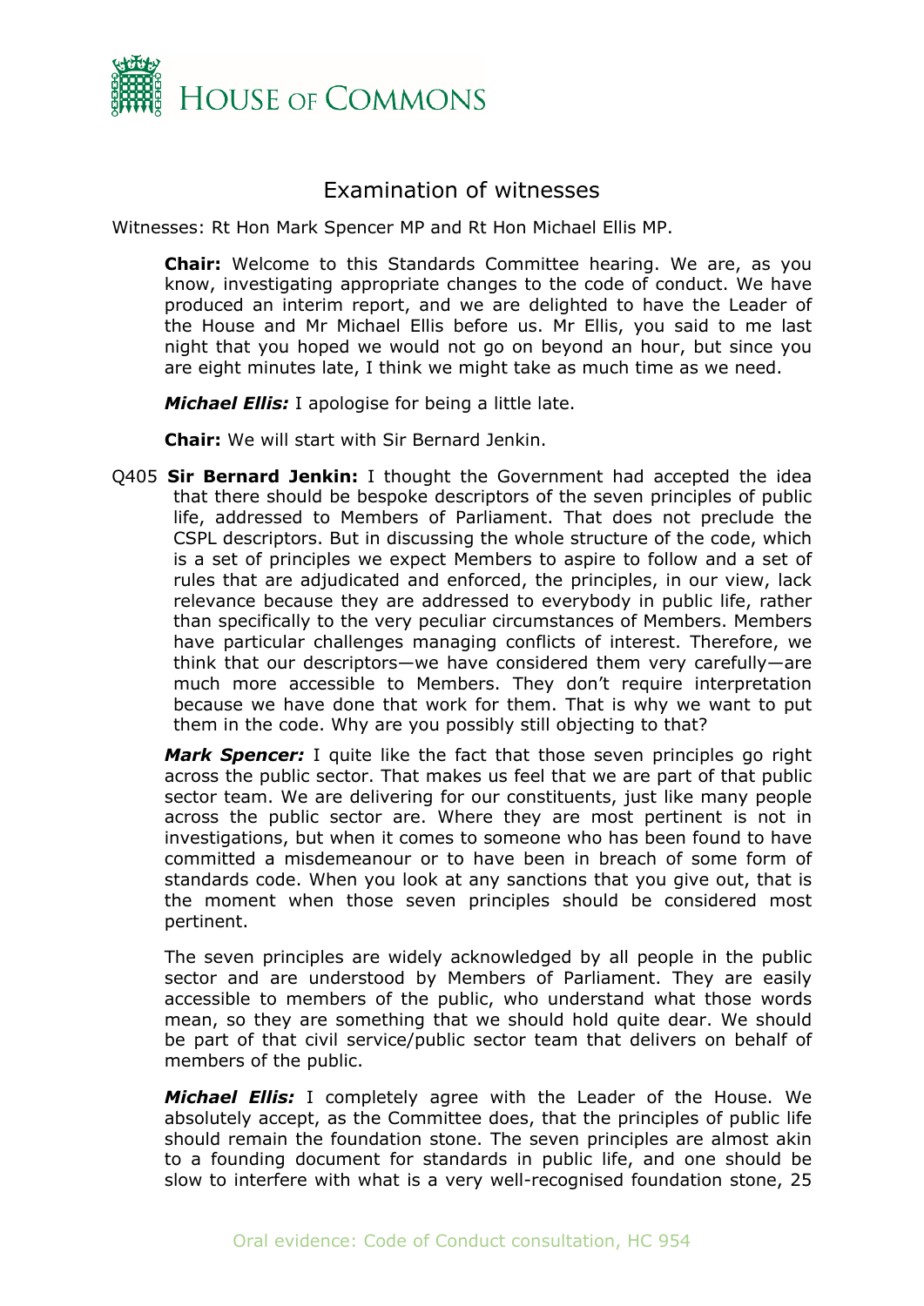# Examination of witnesses

Witnesses: Rt Hon Mark Spencer MP and Rt Hon Michael Ellis MP.

**Chair:** Welcome to this Standards Committee hearing. We are, as you know, investigating appropriate changes to the code of conduct. We have produced an interim report, and we are delighted to have the Leader of the House and Mr Michael Ellis before us. Mr Ellis, you said to me last night that you hoped we would not go on beyond an hour, but since you are eight minutes late, I think we might take as much time as we need.

***Michael Ellis:*** I apologise for being a little late.

**Chair:** We will start with Sir Bernard Jenkin.

Q405 **Sir Bernard Jenkin:** I thought the Government had accepted the idea that there should be bespoke descriptors of the seven principles of public life, addressed to Members of Parliament. That does not preclude the CSPL descriptors. But in discussing the whole structure of the code, which is a set of principles we expect Members to aspire to follow and a set of rules that are adjudicated and enforced, the principles, in our view, lack relevance because they are addressed to everybody in public life, rather than specifically to the very peculiar circumstances of Members. Members have particular challenges managing conflicts of interest. Therefore, we think that our descriptors—we have considered them very carefully—are much more accessible to Members. They don't require interpretation because we have done that work for them. That is why we want to put them in the code. Why are you possibly still objecting to that?

***Mark Spencer:*** I quite like the fact that those seven principles go right across the public sector. That makes us feel that we are part of that public sector team. We are delivering for our constituents, just like many people across the public sector are. Where they are most pertinent is not in investigations, but when it comes to someone who has been found to have committed a misdemeanour or to have been in breach of some form of standards code. When you look at any sanctions that you give out, that is the moment when those seven principles should be considered most pertinent.

The seven principles are widely acknowledged by all people in the public sector and are understood by Members of Parliament. They are easily accessible to members of the public, who understand what those words mean, so they are something that we should hold quite dear. We should be part of that civil service/public sector team that delivers on behalf of members of the public.

***Michael Ellis:*** I completely agree with the Leader of the House. We absolutely accept, as the Committee does, that the principles of public life should remain the foundation stone. The seven principles are almost akin to a founding document for standards in public life, and one should be slow to interfere with what is a very well-recognised foundation stone, 25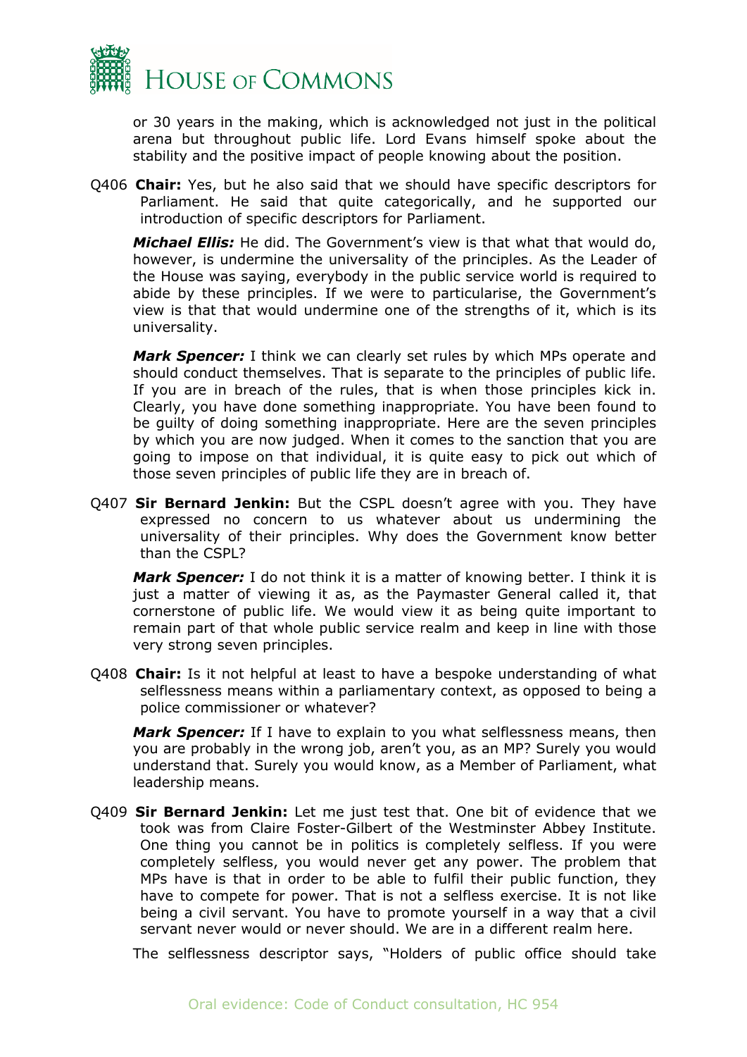or 30 years in the making, which is acknowledged not just in the political arena but throughout public life. Lord Evans himself spoke about the stability and the positive impact of people knowing about the position.

Q406 **Chair:** Yes, but he also said that we should have specific descriptors for Parliament. He said that quite categorically, and he supported our introduction of specific descriptors for Parliament.

***Michael Ellis:*** He did. The Government's view is that what that would do, however, is undermine the universality of the principles. As the Leader of the House was saying, everybody in the public service world is required to abide by these principles. If we were to particularise, the Government's view is that that would undermine one of the strengths of it, which is its universality.

***Mark Spencer:*** I think we can clearly set rules by which MPs operate and should conduct themselves. That is separate to the principles of public life. If you are in breach of the rules, that is when those principles kick in. Clearly, you have done something inappropriate. You have been found to be guilty of doing something inappropriate. Here are the seven principles by which you are now judged. When it comes to the sanction that you are going to impose on that individual, it is quite easy to pick out which of those seven principles of public life they are in breach of.

Q407 **Sir Bernard Jenkin:** But the CSPL doesn't agree with you. They have expressed no concern to us whatever about us undermining the universality of their principles. Why does the Government know better than the CSPL?

***Mark Spencer:*** I do not think it is a matter of knowing better. I think it is just a matter of viewing it as, as the Paymaster General called it, that cornerstone of public life. We would view it as being quite important to remain part of that whole public service realm and keep in line with those very strong seven principles.

Q408 **Chair:** Is it not helpful at least to have a bespoke understanding of what selflessness means within a parliamentary context, as opposed to being a police commissioner or whatever?

***Mark Spencer:*** If I have to explain to you what selflessness means, then you are probably in the wrong job, aren't you, as an MP? Surely you would understand that. Surely you would know, as a Member of Parliament, what leadership means.

Q409 **Sir Bernard Jenkin:** Let me just test that. One bit of evidence that we took was from Claire Foster-Gilbert of the Westminster Abbey Institute. One thing you cannot be in politics is completely selfless. If you were completely selfless, you would never get any power. The problem that MPs have is that in order to be able to fulfil their public function, they have to compete for power. That is not a selfless exercise. It is not like being a civil servant. You have to promote yourself in a way that a civil servant never would or never should. We are in a different realm here.

The selflessness descriptor says, "Holders of public office should take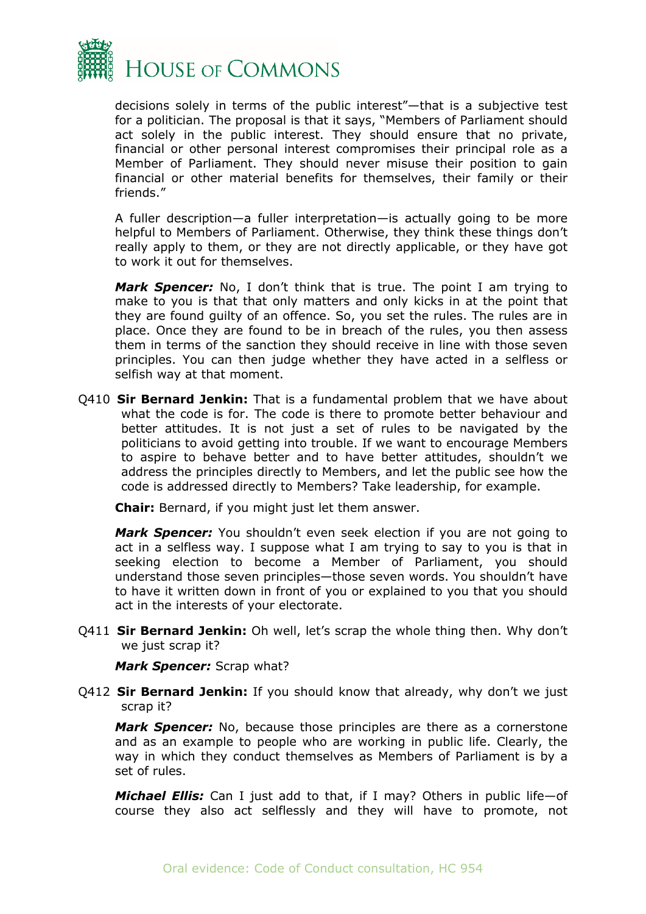decisions solely in terms of the public interest"—that is a subjective test for a politician. The proposal is that it says, "Members of Parliament should act solely in the public interest. They should ensure that no private, financial or other personal interest compromises their principal role as a Member of Parliament. They should never misuse their position to gain financial or other material benefits for themselves, their family or their friends."

A fuller description—a fuller interpretation—is actually going to be more helpful to Members of Parliament. Otherwise, they think these things don't really apply to them, or they are not directly applicable, or they have got to work it out for themselves.

***Mark Spencer:*** No, I don't think that is true. The point I am trying to make to you is that that only matters and only kicks in at the point that they are found guilty of an offence. So, you set the rules. The rules are in place. Once they are found to be in breach of the rules, you then assess them in terms of the sanction they should receive in line with those seven principles. You can then judge whether they have acted in a selfless or selfish way at that moment.

Q410 **Sir Bernard Jenkin:** That is a fundamental problem that we have about what the code is for. The code is there to promote better behaviour and better attitudes. It is not just a set of rules to be navigated by the politicians to avoid getting into trouble. If we want to encourage Members to aspire to behave better and to have better attitudes, shouldn't we address the principles directly to Members, and let the public see how the code is addressed directly to Members? Take leadership, for example.

**Chair:** Bernard, if you might just let them answer.

***Mark Spencer:*** You shouldn't even seek election if you are not going to act in a selfless way. I suppose what I am trying to say to you is that in seeking election to become a Member of Parliament, you should understand those seven principles—those seven words. You shouldn't have to have it written down in front of you or explained to you that you should act in the interests of your electorate.

Q411 **Sir Bernard Jenkin:** Oh well, let's scrap the whole thing then. Why don't we just scrap it?

***Mark Spencer:*** Scrap what?

Q412 **Sir Bernard Jenkin:** If you should know that already, why don't we just scrap it?

***Mark Spencer:*** No, because those principles are there as a cornerstone and as an example to people who are working in public life. Clearly, the way in which they conduct themselves as Members of Parliament is by a set of rules.

***Michael Ellis:*** Can I just add to that, if I may? Others in public life—of course they also act selflessly and they will have to promote, not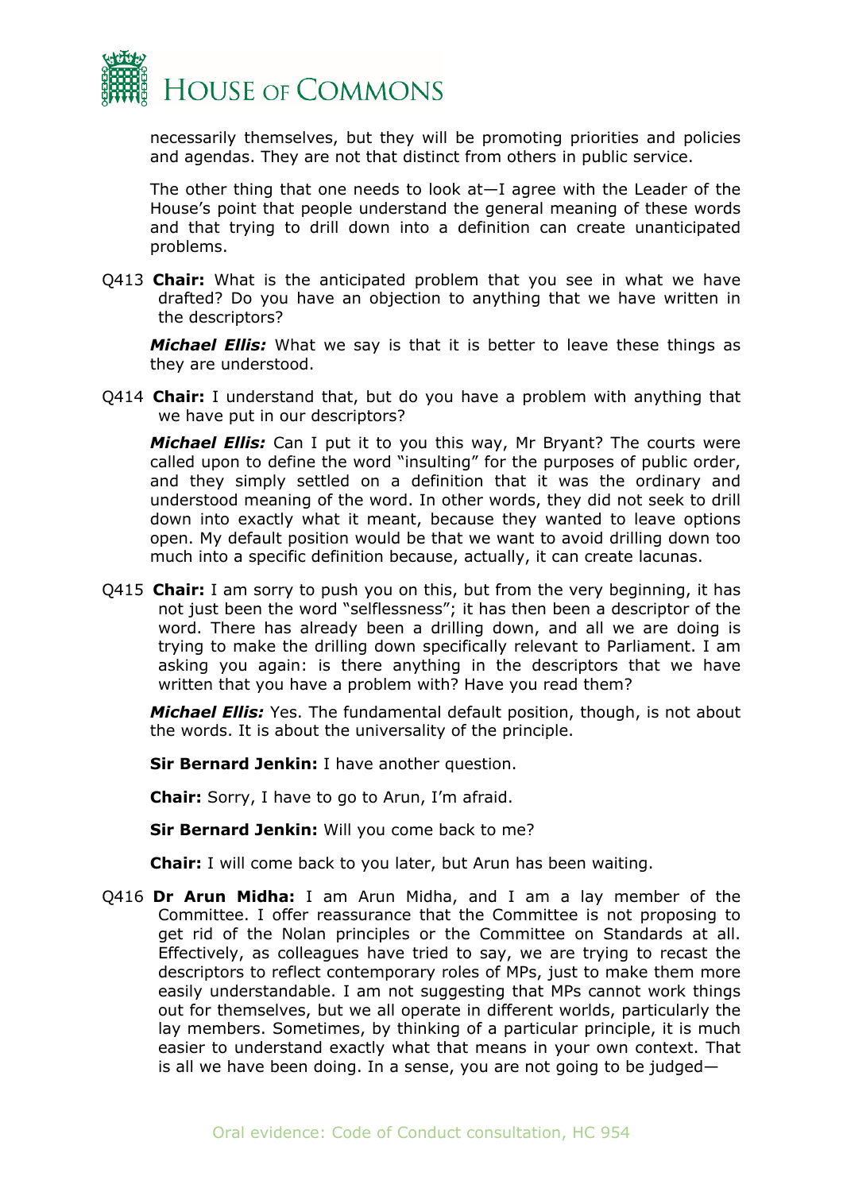necessarily themselves, but they will be promoting priorities and policies and agendas. They are not that distinct from others in public service.

The other thing that one needs to look at—I agree with the Leader of the House's point that people understand the general meaning of these words and that trying to drill down into a definition can create unanticipated problems.

Q413 **Chair:** What is the anticipated problem that you see in what we have drafted? Do you have an objection to anything that we have written in the descriptors?

***Michael Ellis:*** What we say is that it is better to leave these things as they are understood.

Q414 **Chair:** I understand that, but do you have a problem with anything that we have put in our descriptors?

***Michael Ellis:*** Can I put it to you this way, Mr Bryant? The courts were called upon to define the word "insulting" for the purposes of public order, and they simply settled on a definition that it was the ordinary and understood meaning of the word. In other words, they did not seek to drill down into exactly what it meant, because they wanted to leave options open. My default position would be that we want to avoid drilling down too much into a specific definition because, actually, it can create lacunas.

Q415 **Chair:** I am sorry to push you on this, but from the very beginning, it has not just been the word "selflessness"; it has then been a descriptor of the word. There has already been a drilling down, and all we are doing is trying to make the drilling down specifically relevant to Parliament. I am asking you again: is there anything in the descriptors that we have written that you have a problem with? Have you read them?

***Michael Ellis:*** Yes. The fundamental default position, though, is not about the words. It is about the universality of the principle.

**Sir Bernard Jenkin:** I have another question.

**Chair:** Sorry, I have to go to Arun, I'm afraid.

**Sir Bernard Jenkin:** Will you come back to me?

**Chair:** I will come back to you later, but Arun has been waiting.

Q416 **Dr Arun Midha:** I am Arun Midha, and I am a lay member of the Committee. I offer reassurance that the Committee is not proposing to get rid of the Nolan principles or the Committee on Standards at all. Effectively, as colleagues have tried to say, we are trying to recast the descriptors to reflect contemporary roles of MPs, just to make them more easily understandable. I am not suggesting that MPs cannot work things out for themselves, but we all operate in different worlds, particularly the lay members. Sometimes, by thinking of a particular principle, it is much easier to understand exactly what that means in your own context. That is all we have been doing. In a sense, you are not going to be judged—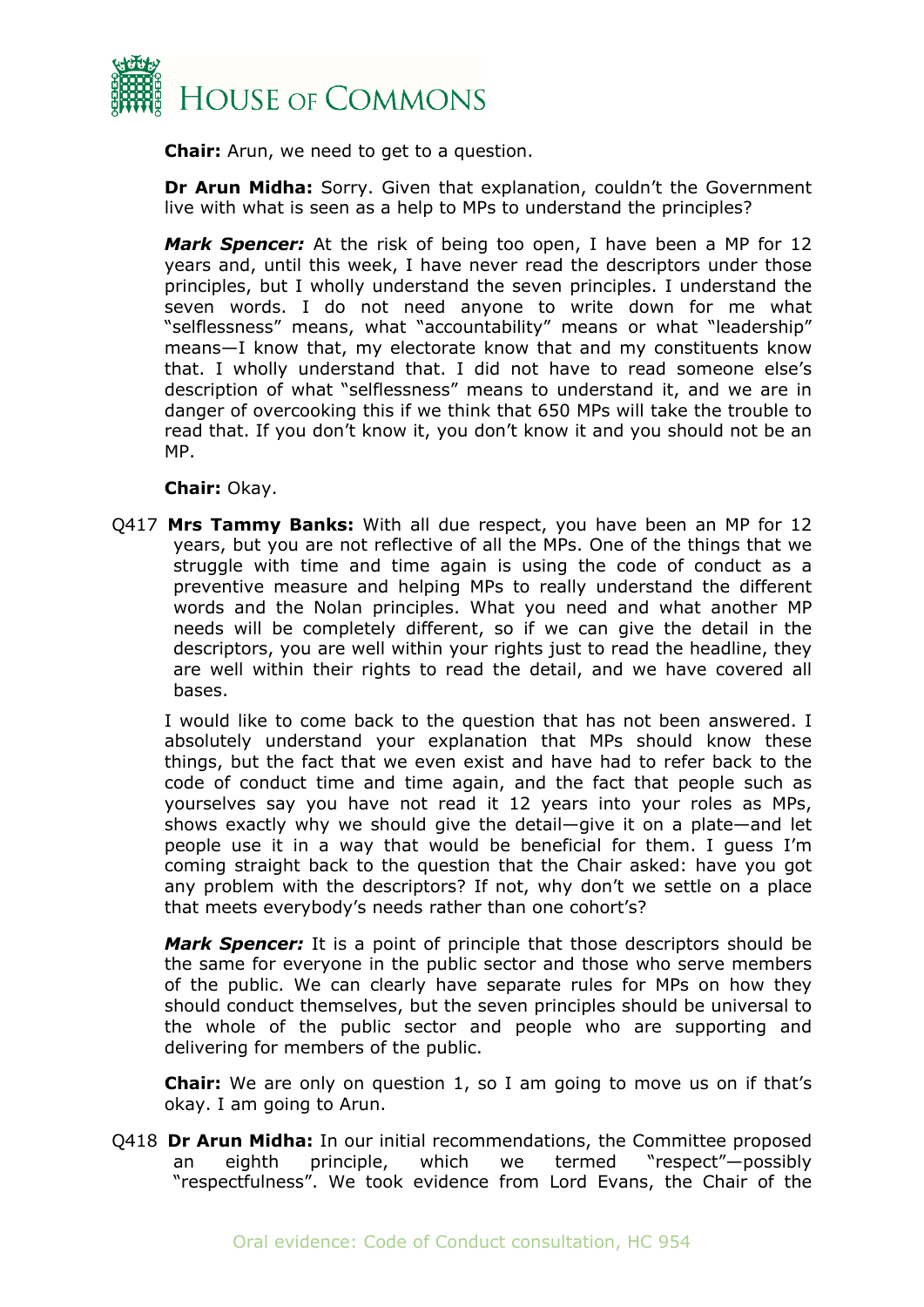**Chair:** Arun, we need to get to a question.

**Dr Arun Midha:** Sorry. Given that explanation, couldn't the Government live with what is seen as a help to MPs to understand the principles?

***Mark Spencer:*** At the risk of being too open, I have been a MP for 12 years and, until this week, I have never read the descriptors under those principles, but I wholly understand the seven principles. I understand the seven words. I do not need anyone to write down for me what "selflessness" means, what "accountability" means or what "leadership" means—I know that, my electorate know that and my constituents know that. I wholly understand that. I did not have to read someone else's description of what "selflessness" means to understand it, and we are in danger of overcooking this if we think that 650 MPs will take the trouble to read that. If you don't know it, you don't know it and you should not be an MP.

**Chair:** Okay.

Q417 **Mrs Tammy Banks:** With all due respect, you have been an MP for 12 years, but you are not reflective of all the MPs. One of the things that we struggle with time and time again is using the code of conduct as a preventive measure and helping MPs to really understand the different words and the Nolan principles. What you need and what another MP needs will be completely different, so if we can give the detail in the descriptors, you are well within your rights just to read the headline, they are well within their rights to read the detail, and we have covered all bases.

I would like to come back to the question that has not been answered. I absolutely understand your explanation that MPs should know these things, but the fact that we even exist and have had to refer back to the code of conduct time and time again, and the fact that people such as yourselves say you have not read it 12 years into your roles as MPs, shows exactly why we should give the detail—give it on a plate—and let people use it in a way that would be beneficial for them. I guess I'm coming straight back to the question that the Chair asked: have you got any problem with the descriptors? If not, why don't we settle on a place that meets everybody's needs rather than one cohort's?

***Mark Spencer:*** It is a point of principle that those descriptors should be the same for everyone in the public sector and those who serve members of the public. We can clearly have separate rules for MPs on how they should conduct themselves, but the seven principles should be universal to the whole of the public sector and people who are supporting and delivering for members of the public.

**Chair:** We are only on question 1, so I am going to move us on if that's okay. I am going to Arun.

Q418 **Dr Arun Midha:** In our initial recommendations, the Committee proposed an eighth principle, which we termed "respect"—possibly "respectfulness". We took evidence from Lord Evans, the Chair of the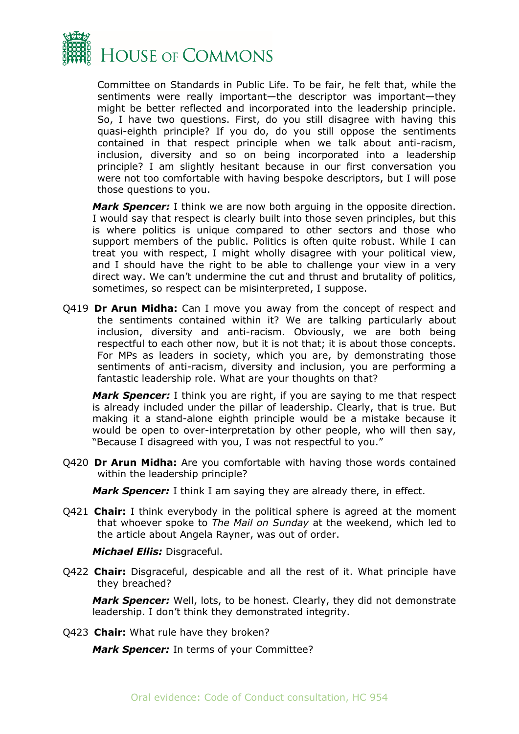Committee on Standards in Public Life. To be fair, he felt that, while the sentiments were really important—the descriptor was important—they might be better reflected and incorporated into the leadership principle. So, I have two questions. First, do you still disagree with having this quasi-eighth principle? If you do, do you still oppose the sentiments contained in that respect principle when we talk about anti-racism, inclusion, diversity and so on being incorporated into a leadership principle? I am slightly hesitant because in our first conversation you were not too comfortable with having bespoke descriptors, but I will pose those questions to you.

***Mark Spencer:*** I think we are now both arguing in the opposite direction. I would say that respect is clearly built into those seven principles, but this is where politics is unique compared to other sectors and those who support members of the public. Politics is often quite robust. While I can treat you with respect, I might wholly disagree with your political view, and I should have the right to be able to challenge your view in a very direct way. We can't undermine the cut and thrust and brutality of politics, sometimes, so respect can be misinterpreted, I suppose.

Q419 **Dr Arun Midha:** Can I move you away from the concept of respect and the sentiments contained within it? We are talking particularly about inclusion, diversity and anti-racism. Obviously, we are both being respectful to each other now, but it is not that; it is about those concepts. For MPs as leaders in society, which you are, by demonstrating those sentiments of anti-racism, diversity and inclusion, you are performing a fantastic leadership role. What are your thoughts on that?

***Mark Spencer:*** I think you are right, if you are saying to me that respect is already included under the pillar of leadership. Clearly, that is true. But making it a stand-alone eighth principle would be a mistake because it would be open to over-interpretation by other people, who will then say, "Because I disagreed with you, I was not respectful to you."

Q420 **Dr Arun Midha:** Are you comfortable with having those words contained within the leadership principle?

***Mark Spencer:*** I think I am saying they are already there, in effect.

Q421 **Chair:** I think everybody in the political sphere is agreed at the moment that whoever spoke to *The Mail on Sunday* at the weekend, which led to the article about Angela Rayner, was out of order.

***Michael Ellis:*** Disgraceful.

Q422 **Chair:** Disgraceful, despicable and all the rest of it. What principle have they breached?

***Mark Spencer:*** Well, lots, to be honest. Clearly, they did not demonstrate leadership. I don't think they demonstrated integrity.

Q423 **Chair:** What rule have they broken?

***Mark Spencer:*** In terms of your Committee?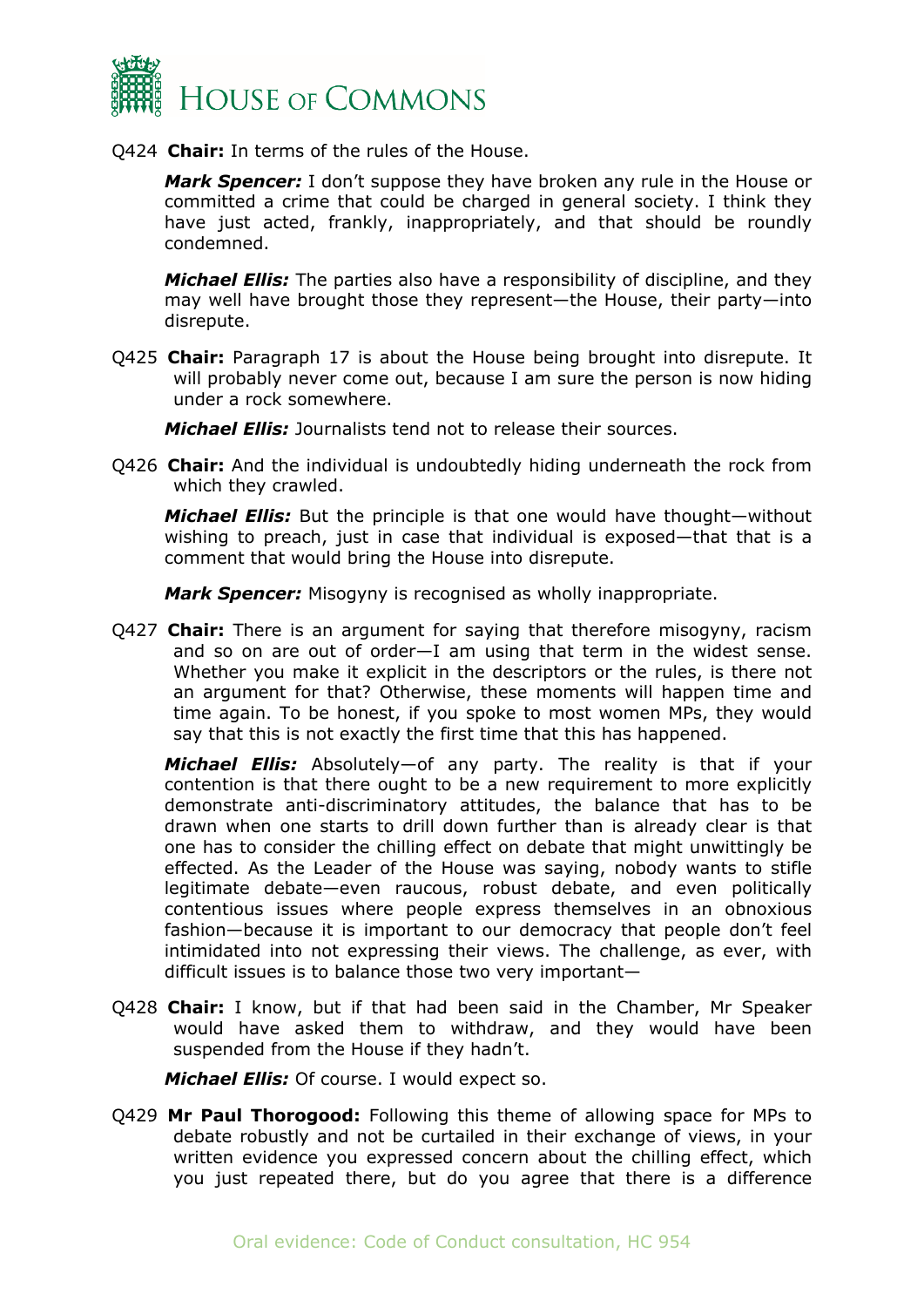Q424 **Chair:** In terms of the rules of the House.

***Mark Spencer:*** I don't suppose they have broken any rule in the House or committed a crime that could be charged in general society. I think they have just acted, frankly, inappropriately, and that should be roundly condemned.

***Michael Ellis:*** The parties also have a responsibility of discipline, and they may well have brought those they represent—the House, their party—into disrepute.

Q425 **Chair:** Paragraph 17 is about the House being brought into disrepute. It will probably never come out, because I am sure the person is now hiding under a rock somewhere.

***Michael Ellis:*** Journalists tend not to release their sources.

Q426 **Chair:** And the individual is undoubtedly hiding underneath the rock from which they crawled.

***Michael Ellis:*** But the principle is that one would have thought—without wishing to preach, just in case that individual is exposed—that that is a comment that would bring the House into disrepute.

***Mark Spencer:*** Misogyny is recognised as wholly inappropriate.

Q427 **Chair:** There is an argument for saying that therefore misogyny, racism and so on are out of order—I am using that term in the widest sense. Whether you make it explicit in the descriptors or the rules, is there not an argument for that? Otherwise, these moments will happen time and time again. To be honest, if you spoke to most women MPs, they would say that this is not exactly the first time that this has happened.

***Michael Ellis:*** Absolutely—of any party. The reality is that if your contention is that there ought to be a new requirement to more explicitly demonstrate anti-discriminatory attitudes, the balance that has to be drawn when one starts to drill down further than is already clear is that one has to consider the chilling effect on debate that might unwittingly be effected. As the Leader of the House was saying, nobody wants to stifle legitimate debate—even raucous, robust debate, and even politically contentious issues where people express themselves in an obnoxious fashion—because it is important to our democracy that people don't feel intimidated into not expressing their views. The challenge, as ever, with difficult issues is to balance those two very important—

Q428 **Chair:** I know, but if that had been said in the Chamber, Mr Speaker would have asked them to withdraw, and they would have been suspended from the House if they hadn't.

***Michael Ellis:*** Of course. I would expect so.

Q429 **Mr Paul Thorogood:** Following this theme of allowing space for MPs to debate robustly and not be curtailed in their exchange of views, in your written evidence you expressed concern about the chilling effect, which you just repeated there, but do you agree that there is a difference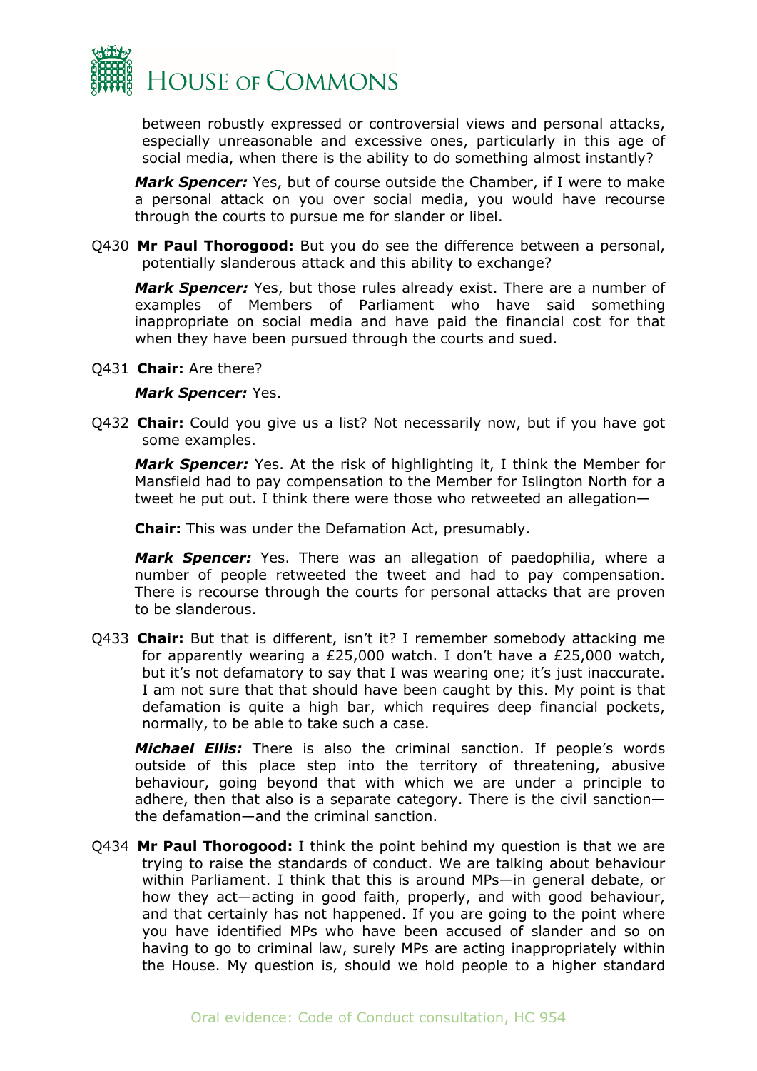between robustly expressed or controversial views and personal attacks, especially unreasonable and excessive ones, particularly in this age of social media, when there is the ability to do something almost instantly?

***Mark Spencer:*** Yes, but of course outside the Chamber, if I were to make a personal attack on you over social media, you would have recourse through the courts to pursue me for slander or libel.

Q430 **Mr Paul Thorogood:** But you do see the difference between a personal, potentially slanderous attack and this ability to exchange?

***Mark Spencer:*** Yes, but those rules already exist. There are a number of examples of Members of Parliament who have said something inappropriate on social media and have paid the financial cost for that when they have been pursued through the courts and sued.

Q431 **Chair:** Are there?

***Mark Spencer:*** Yes.

Q432 **Chair:** Could you give us a list? Not necessarily now, but if you have got some examples.

***Mark Spencer:*** Yes. At the risk of highlighting it, I think the Member for Mansfield had to pay compensation to the Member for Islington North for a tweet he put out. I think there were those who retweeted an allegation—

**Chair:** This was under the Defamation Act, presumably.

***Mark Spencer:*** Yes. There was an allegation of paedophilia, where a number of people retweeted the tweet and had to pay compensation. There is recourse through the courts for personal attacks that are proven to be slanderous.

Q433 **Chair:** But that is different, isn't it? I remember somebody attacking me for apparently wearing a £25,000 watch. I don't have a £25,000 watch, but it's not defamatory to say that I was wearing one; it's just inaccurate. I am not sure that that should have been caught by this. My point is that defamation is quite a high bar, which requires deep financial pockets, normally, to be able to take such a case.

***Michael Ellis:*** There is also the criminal sanction. If people's words outside of this place step into the territory of threatening, abusive behaviour, going beyond that with which we are under a principle to adhere, then that also is a separate category. There is the civil sanction—the defamation—and the criminal sanction.

Q434 **Mr Paul Thorogood:** I think the point behind my question is that we are trying to raise the standards of conduct. We are talking about behaviour within Parliament. I think that this is around MPs—in general debate, or how they act—acting in good faith, properly, and with good behaviour, and that certainly has not happened. If you are going to the point where you have identified MPs who have been accused of slander and so on having to go to criminal law, surely MPs are acting inappropriately within the House. My question is, should we hold people to a higher standard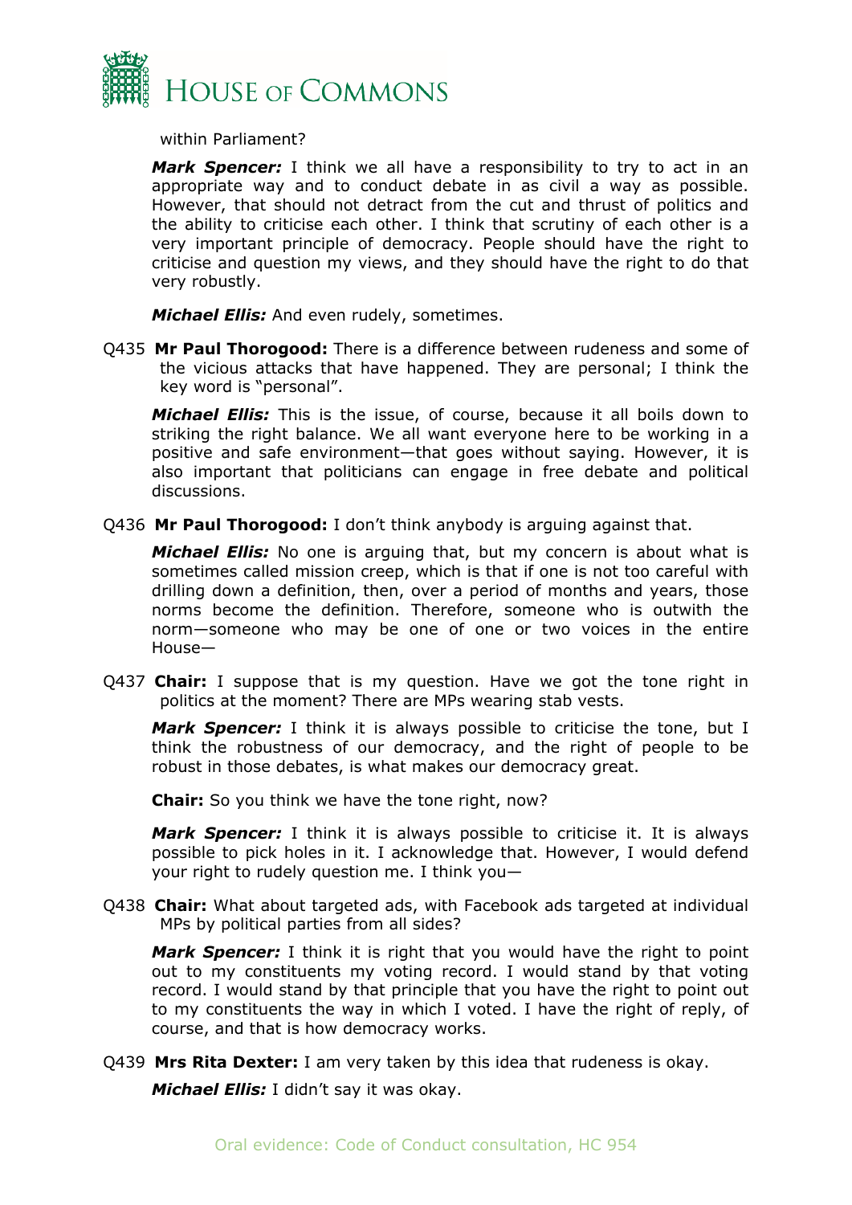within Parliament?

***Mark Spencer:*** I think we all have a responsibility to try to act in an appropriate way and to conduct debate in as civil a way as possible. However, that should not detract from the cut and thrust of politics and the ability to criticise each other. I think that scrutiny of each other is a very important principle of democracy. People should have the right to criticise and question my views, and they should have the right to do that very robustly.

***Michael Ellis:*** And even rudely, sometimes.

Q435 **Mr Paul Thorogood:** There is a difference between rudeness and some of the vicious attacks that have happened. They are personal; I think the key word is "personal".

***Michael Ellis:*** This is the issue, of course, because it all boils down to striking the right balance. We all want everyone here to be working in a positive and safe environment—that goes without saying. However, it is also important that politicians can engage in free debate and political discussions.

Q436 **Mr Paul Thorogood:** I don't think anybody is arguing against that.

***Michael Ellis:*** No one is arguing that, but my concern is about what is sometimes called mission creep, which is that if one is not too careful with drilling down a definition, then, over a period of months and years, those norms become the definition. Therefore, someone who is outwith the norm—someone who may be one of one or two voices in the entire House—

Q437 **Chair:** I suppose that is my question. Have we got the tone right in politics at the moment? There are MPs wearing stab vests.

***Mark Spencer:*** I think it is always possible to criticise the tone, but I think the robustness of our democracy, and the right of people to be robust in those debates, is what makes our democracy great.

**Chair:** So you think we have the tone right, now?

***Mark Spencer:*** I think it is always possible to criticise it. It is always possible to pick holes in it. I acknowledge that. However, I would defend your right to rudely question me. I think you—

Q438 **Chair:** What about targeted ads, with Facebook ads targeted at individual MPs by political parties from all sides?

***Mark Spencer:*** I think it is right that you would have the right to point out to my constituents my voting record. I would stand by that voting record. I would stand by that principle that you have the right to point out to my constituents the way in which I voted. I have the right of reply, of course, and that is how democracy works.

Q439 **Mrs Rita Dexter:** I am very taken by this idea that rudeness is okay.

***Michael Ellis:*** I didn't say it was okay.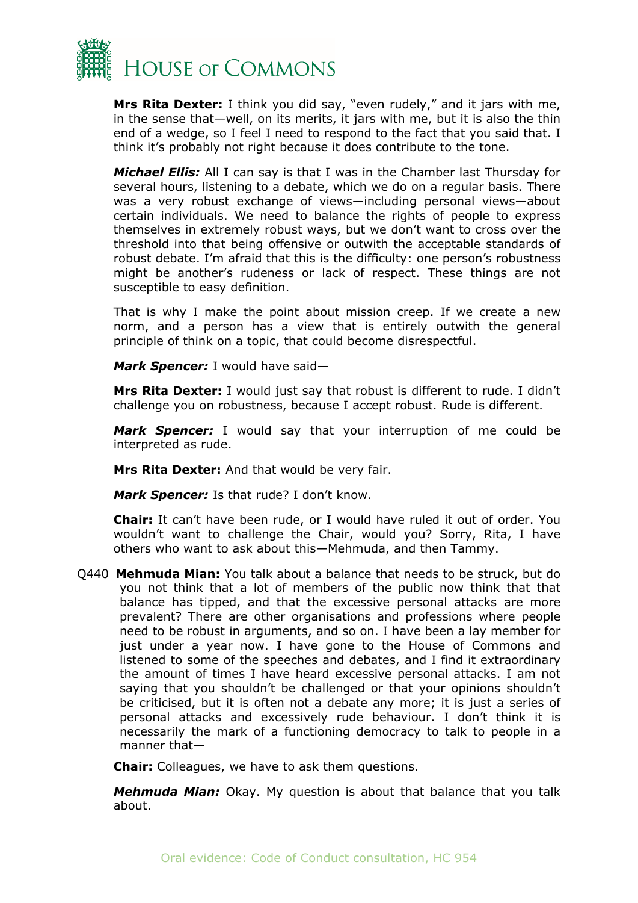**Mrs Rita Dexter:** I think you did say, "even rudely," and it jars with me, in the sense that—well, on its merits, it jars with me, but it is also the thin end of a wedge, so I feel I need to respond to the fact that you said that. I think it's probably not right because it does contribute to the tone.

***Michael Ellis:*** All I can say is that I was in the Chamber last Thursday for several hours, listening to a debate, which we do on a regular basis. There was a very robust exchange of views—including personal views—about certain individuals. We need to balance the rights of people to express themselves in extremely robust ways, but we don't want to cross over the threshold into that being offensive or outwith the acceptable standards of robust debate. I'm afraid that this is the difficulty: one person's robustness might be another's rudeness or lack of respect. These things are not susceptible to easy definition.

That is why I make the point about mission creep. If we create a new norm, and a person has a view that is entirely outwith the general principle of think on a topic, that could become disrespectful.

***Mark Spencer:*** I would have said—

**Mrs Rita Dexter:** I would just say that robust is different to rude. I didn't challenge you on robustness, because I accept robust. Rude is different.

***Mark Spencer:*** I would say that your interruption of me could be interpreted as rude.

**Mrs Rita Dexter:** And that would be very fair.

***Mark Spencer:*** Is that rude? I don't know.

**Chair:** It can't have been rude, or I would have ruled it out of order. You wouldn't want to challenge the Chair, would you? Sorry, Rita, I have others who want to ask about this—Mehmuda, and then Tammy.

Q440 **Mehmuda Mian:** You talk about a balance that needs to be struck, but do you not think that a lot of members of the public now think that that balance has tipped, and that the excessive personal attacks are more prevalent? There are other organisations and professions where people need to be robust in arguments, and so on. I have been a lay member for just under a year now. I have gone to the House of Commons and listened to some of the speeches and debates, and I find it extraordinary the amount of times I have heard excessive personal attacks. I am not saying that you shouldn't be challenged or that your opinions shouldn't be criticised, but it is often not a debate any more; it is just a series of personal attacks and excessively rude behaviour. I don't think it is necessarily the mark of a functioning democracy to talk to people in a manner that—

**Chair:** Colleagues, we have to ask them questions.

***Mehmuda Mian:*** Okay. My question is about that balance that you talk about.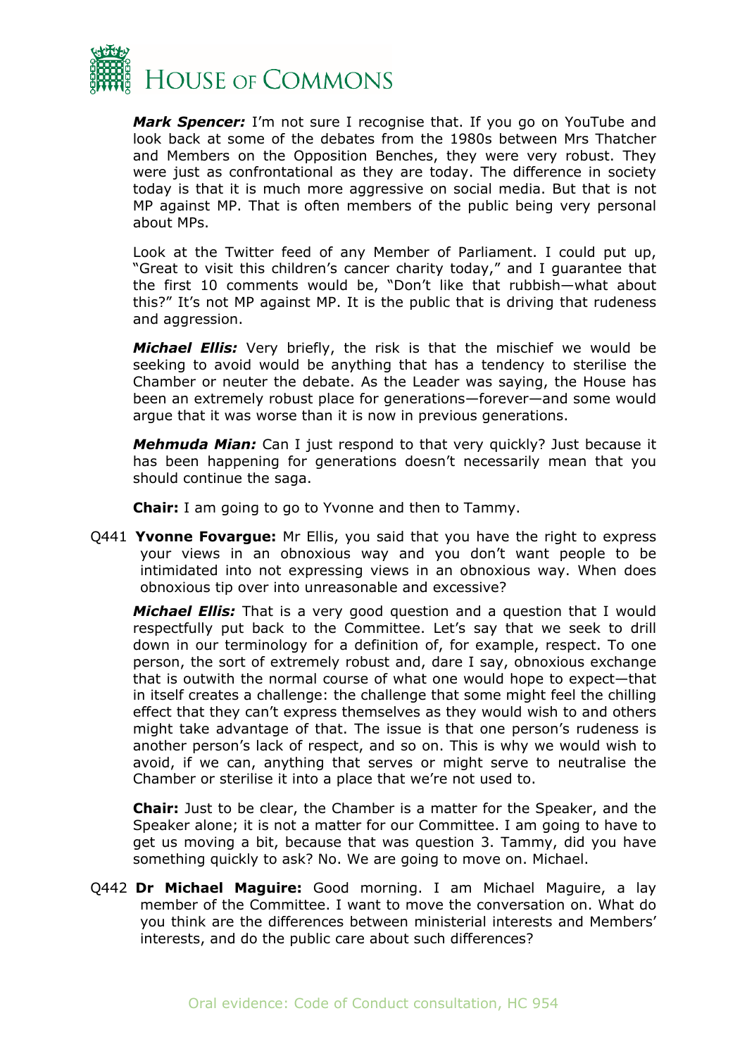***Mark Spencer:*** I'm not sure I recognise that. If you go on YouTube and look back at some of the debates from the 1980s between Mrs Thatcher and Members on the Opposition Benches, they were very robust. They were just as confrontational as they are today. The difference in society today is that it is much more aggressive on social media. But that is not MP against MP. That is often members of the public being very personal about MPs.

Look at the Twitter feed of any Member of Parliament. I could put up, "Great to visit this children's cancer charity today," and I guarantee that the first 10 comments would be, "Don't like that rubbish—what about this?" It's not MP against MP. It is the public that is driving that rudeness and aggression.

***Michael Ellis:*** Very briefly, the risk is that the mischief we would be seeking to avoid would be anything that has a tendency to sterilise the Chamber or neuter the debate. As the Leader was saying, the House has been an extremely robust place for generations—forever—and some would argue that it was worse than it is now in previous generations.

***Mehmuda Mian:*** Can I just respond to that very quickly? Just because it has been happening for generations doesn't necessarily mean that you should continue the saga.

**Chair:** I am going to go to Yvonne and then to Tammy.

Q441 **Yvonne Fovargue:** Mr Ellis, you said that you have the right to express your views in an obnoxious way and you don't want people to be intimidated into not expressing views in an obnoxious way. When does obnoxious tip over into unreasonable and excessive?

***Michael Ellis:*** That is a very good question and a question that I would respectfully put back to the Committee. Let's say that we seek to drill down in our terminology for a definition of, for example, respect. To one person, the sort of extremely robust and, dare I say, obnoxious exchange that is outwith the normal course of what one would hope to expect—that in itself creates a challenge: the challenge that some might feel the chilling effect that they can't express themselves as they would wish to and others might take advantage of that. The issue is that one person's rudeness is another person's lack of respect, and so on. This is why we would wish to avoid, if we can, anything that serves or might serve to neutralise the Chamber or sterilise it into a place that we're not used to.

**Chair:** Just to be clear, the Chamber is a matter for the Speaker, and the Speaker alone; it is not a matter for our Committee. I am going to have to get us moving a bit, because that was question 3. Tammy, did you have something quickly to ask? No. We are going to move on. Michael.

Q442 **Dr Michael Maguire:** Good morning. I am Michael Maguire, a lay member of the Committee. I want to move the conversation on. What do you think are the differences between ministerial interests and Members' interests, and do the public care about such differences?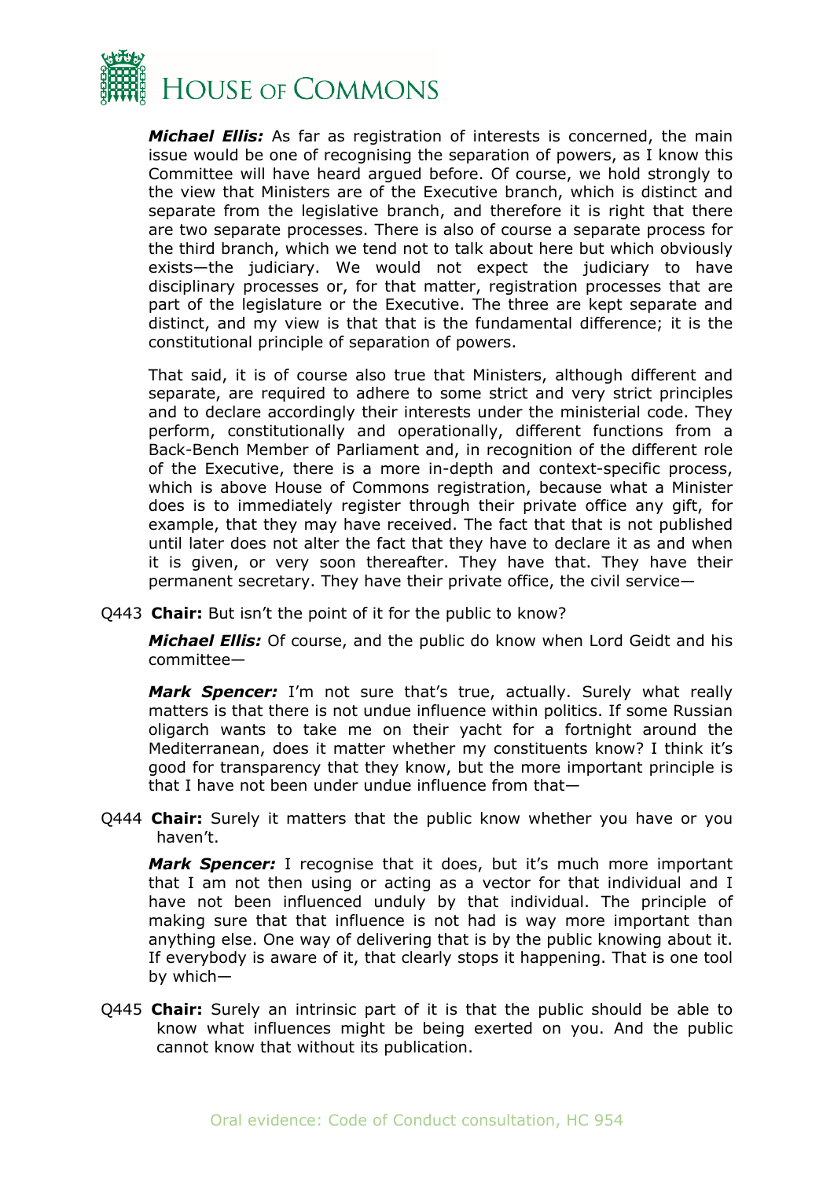***Michael Ellis:*** As far as registration of interests is concerned, the main issue would be one of recognising the separation of powers, as I know this Committee will have heard argued before. Of course, we hold strongly to the view that Ministers are of the Executive branch, which is distinct and separate from the legislative branch, and therefore it is right that there are two separate processes. There is also of course a separate process for the third branch, which we tend not to talk about here but which obviously exists—the judiciary. We would not expect the judiciary to have disciplinary processes or, for that matter, registration processes that are part of the legislature or the Executive. The three are kept separate and distinct, and my view is that that is the fundamental difference; it is the constitutional principle of separation of powers.

That said, it is of course also true that Ministers, although different and separate, are required to adhere to some strict and very strict principles and to declare accordingly their interests under the ministerial code. They perform, constitutionally and operationally, different functions from a Back-Bench Member of Parliament and, in recognition of the different role of the Executive, there is a more in-depth and context-specific process, which is above House of Commons registration, because what a Minister does is to immediately register through their private office any gift, for example, that they may have received. The fact that that is not published until later does not alter the fact that they have to declare it as and when it is given, or very soon thereafter. They have that. They have their permanent secretary. They have their private office, the civil service—

Q443 **Chair:** But isn't the point of it for the public to know?

***Michael Ellis:*** Of course, and the public do know when Lord Geidt and his committee—

***Mark Spencer:*** I'm not sure that's true, actually. Surely what really matters is that there is not undue influence within politics. If some Russian oligarch wants to take me on their yacht for a fortnight around the Mediterranean, does it matter whether my constituents know? I think it's good for transparency that they know, but the more important principle is that I have not been under undue influence from that—

Q444 **Chair:** Surely it matters that the public know whether you have or you haven't.

***Mark Spencer:*** I recognise that it does, but it's much more important that I am not then using or acting as a vector for that individual and I have not been influenced unduly by that individual. The principle of making sure that that influence is not had is way more important than anything else. One way of delivering that is by the public knowing about it. If everybody is aware of it, that clearly stops it happening. That is one tool by which—

Q445 **Chair:** Surely an intrinsic part of it is that the public should be able to know what influences might be being exerted on you. And the public cannot know that without its publication.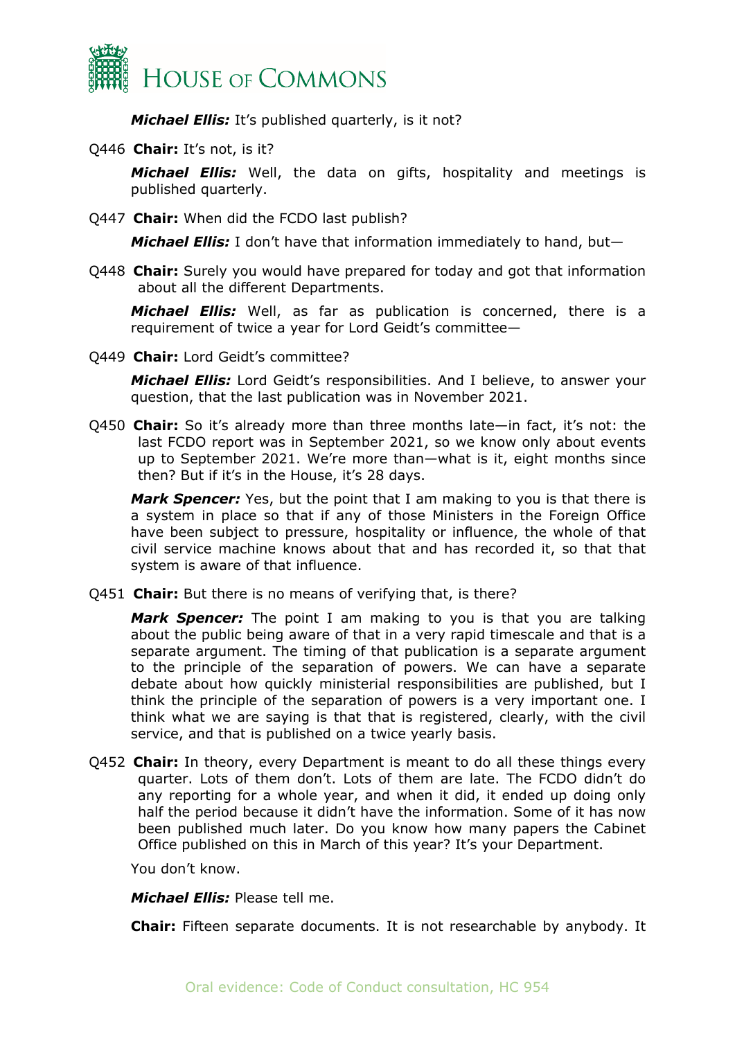**Michael Ellis:** It's published quarterly, is it not?

Q446 **Chair:** It's not, is it?

**Michael Ellis:** Well, the data on gifts, hospitality and meetings is published quarterly.

Q447 **Chair:** When did the FCDO last publish?

**Michael Ellis:** I don't have that information immediately to hand, but—

Q448 **Chair:** Surely you would have prepared for today and got that information about all the different Departments.

**Michael Ellis:** Well, as far as publication is concerned, there is a requirement of twice a year for Lord Geidt's committee—

Q449 **Chair:** Lord Geidt's committee?

**Michael Ellis:** Lord Geidt's responsibilities. And I believe, to answer your question, that the last publication was in November 2021.

Q450 **Chair:** So it's already more than three months late—in fact, it's not: the last FCDO report was in September 2021, so we know only about events up to September 2021. We're more than—what is it, eight months since then? But if it's in the House, it's 28 days.

**Mark Spencer:** Yes, but the point that I am making to you is that there is a system in place so that if any of those Ministers in the Foreign Office have been subject to pressure, hospitality or influence, the whole of that civil service machine knows about that and has recorded it, so that that system is aware of that influence.

Q451 **Chair:** But there is no means of verifying that, is there?

**Mark Spencer:** The point I am making to you is that you are talking about the public being aware of that in a very rapid timescale and that is a separate argument. The timing of that publication is a separate argument to the principle of the separation of powers. We can have a separate debate about how quickly ministerial responsibilities are published, but I think the principle of the separation of powers is a very important one. I think what we are saying is that that is registered, clearly, with the civil service, and that is published on a twice yearly basis.

Q452 **Chair:** In theory, every Department is meant to do all these things every quarter. Lots of them don't. Lots of them are late. The FCDO didn't do any reporting for a whole year, and when it did, it ended up doing only half the period because it didn't have the information. Some of it has now been published much later. Do you know how many papers the Cabinet Office published on this in March of this year? It's your Department.

You don't know.

**Michael Ellis:** Please tell me.

**Chair:** Fifteen separate documents. It is not researchable by anybody. It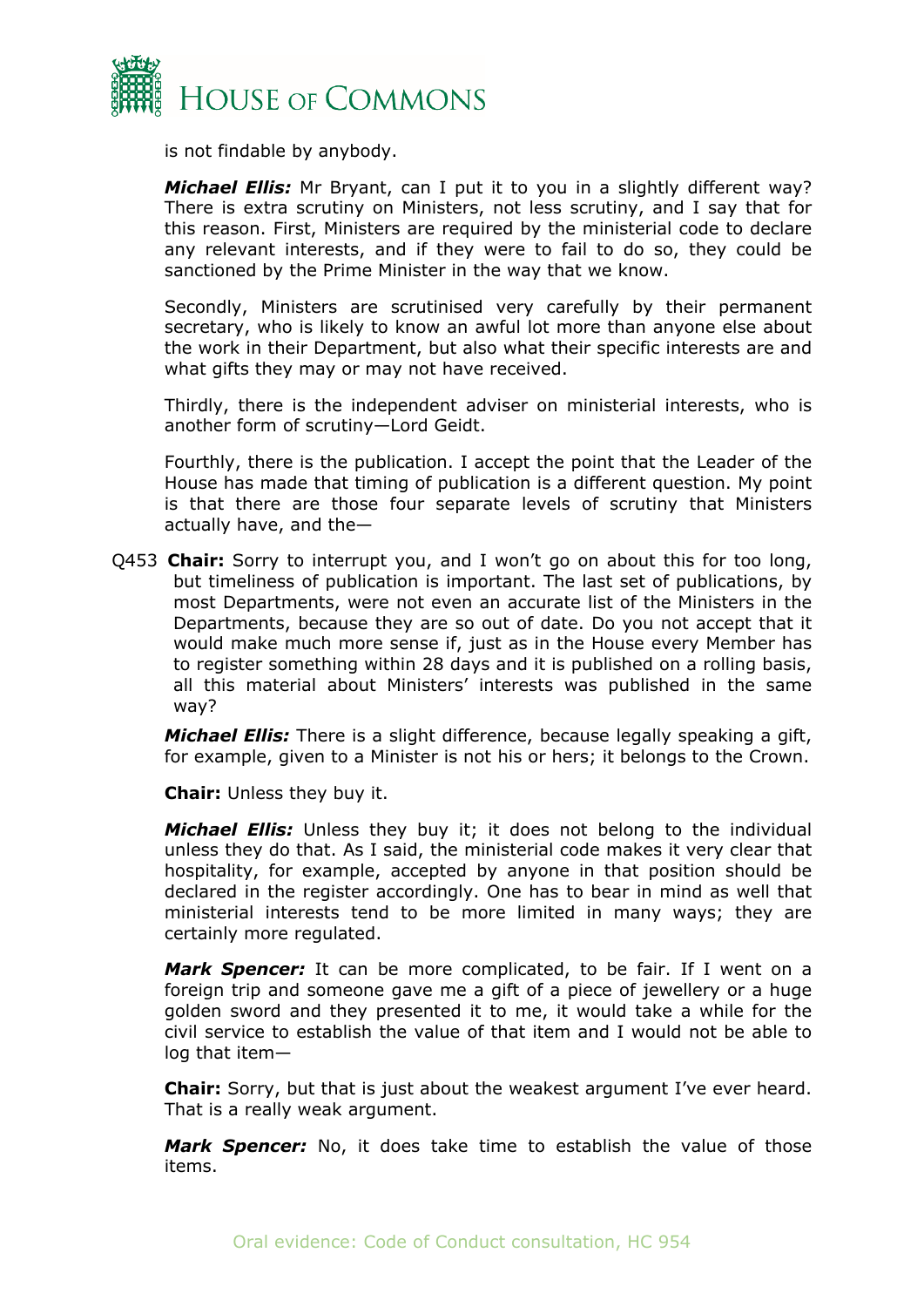is not findable by anybody.

***Michael Ellis:*** Mr Bryant, can I put it to you in a slightly different way? There is extra scrutiny on Ministers, not less scrutiny, and I say that for this reason. First, Ministers are required by the ministerial code to declare any relevant interests, and if they were to fail to do so, they could be sanctioned by the Prime Minister in the way that we know.

Secondly, Ministers are scrutinised very carefully by their permanent secretary, who is likely to know an awful lot more than anyone else about the work in their Department, but also what their specific interests are and what gifts they may or may not have received.

Thirdly, there is the independent adviser on ministerial interests, who is another form of scrutiny—Lord Geidt.

Fourthly, there is the publication. I accept the point that the Leader of the House has made that timing of publication is a different question. My point is that there are those four separate levels of scrutiny that Ministers actually have, and the—

Q453 **Chair:** Sorry to interrupt you, and I won't go on about this for too long, but timeliness of publication is important. The last set of publications, by most Departments, were not even an accurate list of the Ministers in the Departments, because they are so out of date. Do you not accept that it would make much more sense if, just as in the House every Member has to register something within 28 days and it is published on a rolling basis, all this material about Ministers' interests was published in the same way?

***Michael Ellis:*** There is a slight difference, because legally speaking a gift, for example, given to a Minister is not his or hers; it belongs to the Crown.

**Chair:** Unless they buy it.

***Michael Ellis:*** Unless they buy it; it does not belong to the individual unless they do that. As I said, the ministerial code makes it very clear that hospitality, for example, accepted by anyone in that position should be declared in the register accordingly. One has to bear in mind as well that ministerial interests tend to be more limited in many ways; they are certainly more regulated.

***Mark Spencer:*** It can be more complicated, to be fair. If I went on a foreign trip and someone gave me a gift of a piece of jewellery or a huge golden sword and they presented it to me, it would take a while for the civil service to establish the value of that item and I would not be able to log that item—

**Chair:** Sorry, but that is just about the weakest argument I've ever heard. That is a really weak argument.

***Mark Spencer:*** No, it does take time to establish the value of those items.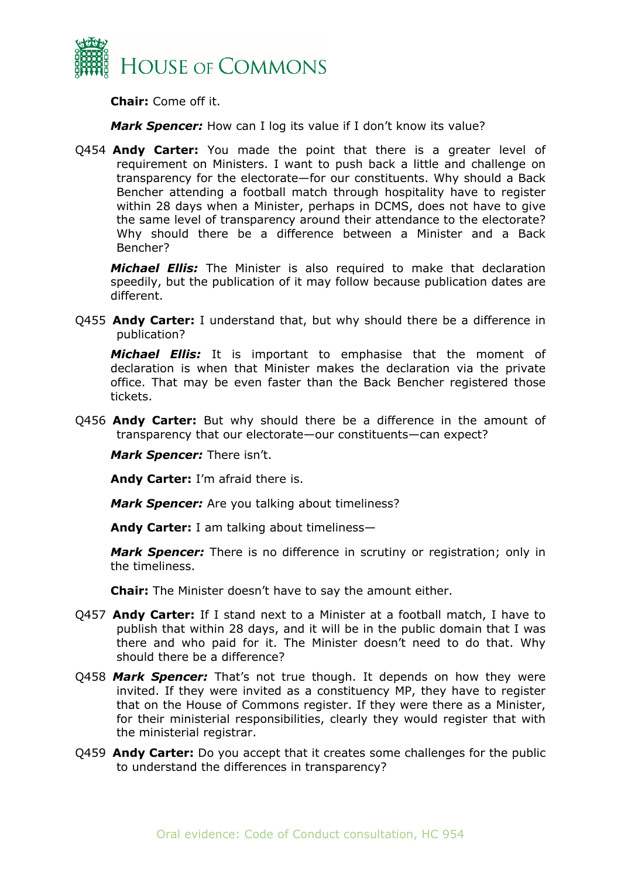**Chair:** Come off it.

***Mark Spencer:*** How can I log its value if I don't know its value?

Q454 **Andy Carter:** You made the point that there is a greater level of requirement on Ministers. I want to push back a little and challenge on transparency for the electorate—for our constituents. Why should a Back Bencher attending a football match through hospitality have to register within 28 days when a Minister, perhaps in DCMS, does not have to give the same level of transparency around their attendance to the electorate? Why should there be a difference between a Minister and a Back Bencher?

***Michael Ellis:*** The Minister is also required to make that declaration speedily, but the publication of it may follow because publication dates are different.

Q455 **Andy Carter:** I understand that, but why should there be a difference in publication?

***Michael Ellis:*** It is important to emphasise that the moment of declaration is when that Minister makes the declaration via the private office. That may be even faster than the Back Bencher registered those tickets.

Q456 **Andy Carter:** But why should there be a difference in the amount of transparency that our electorate—our constituents—can expect?

***Mark Spencer:*** There isn't.

**Andy Carter:** I'm afraid there is.

***Mark Spencer:*** Are you talking about timeliness?

**Andy Carter:** I am talking about timeliness—

***Mark Spencer:*** There is no difference in scrutiny or registration; only in the timeliness.

**Chair:** The Minister doesn't have to say the amount either.

Q457 **Andy Carter:** If I stand next to a Minister at a football match, I have to publish that within 28 days, and it will be in the public domain that I was there and who paid for it. The Minister doesn't need to do that. Why should there be a difference?

Q458 ***Mark Spencer:*** That's not true though. It depends on how they were invited. If they were invited as a constituency MP, they have to register that on the House of Commons register. If they were there as a Minister, for their ministerial responsibilities, clearly they would register that with the ministerial registrar.

Q459 **Andy Carter:** Do you accept that it creates some challenges for the public to understand the differences in transparency?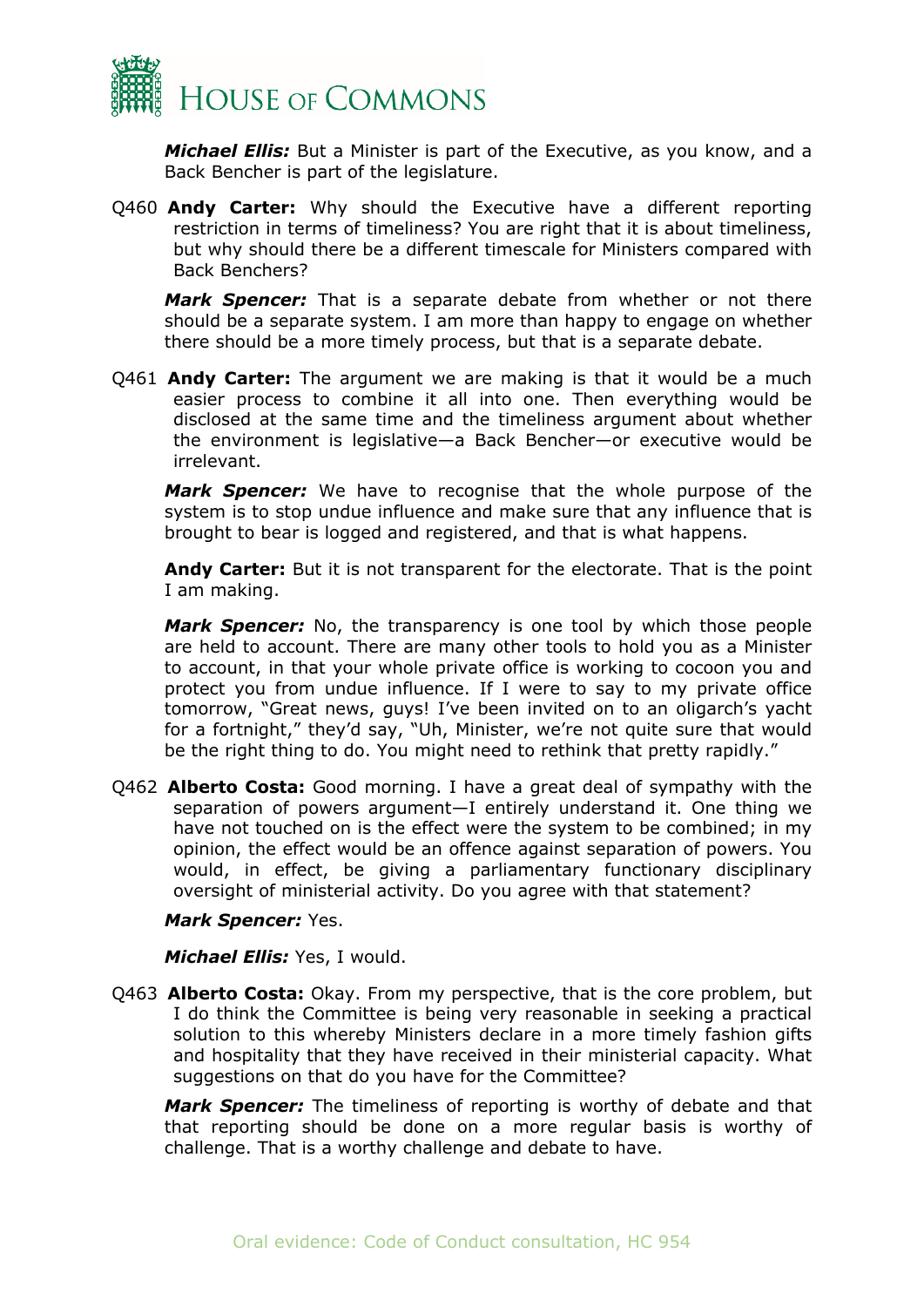***Michael Ellis:*** But a Minister is part of the Executive, as you know, and a Back Bencher is part of the legislature.

Q460 **Andy Carter:** Why should the Executive have a different reporting restriction in terms of timeliness? You are right that it is about timeliness, but why should there be a different timescale for Ministers compared with Back Benchers?

***Mark Spencer:*** That is a separate debate from whether or not there should be a separate system. I am more than happy to engage on whether there should be a more timely process, but that is a separate debate.

Q461 **Andy Carter:** The argument we are making is that it would be a much easier process to combine it all into one. Then everything would be disclosed at the same time and the timeliness argument about whether the environment is legislative—a Back Bencher—or executive would be irrelevant.

***Mark Spencer:*** We have to recognise that the whole purpose of the system is to stop undue influence and make sure that any influence that is brought to bear is logged and registered, and that is what happens.

**Andy Carter:** But it is not transparent for the electorate. That is the point I am making.

***Mark Spencer:*** No, the transparency is one tool by which those people are held to account. There are many other tools to hold you as a Minister to account, in that your whole private office is working to cocoon you and protect you from undue influence. If I were to say to my private office tomorrow, "Great news, guys! I've been invited on to an oligarch's yacht for a fortnight," they'd say, "Uh, Minister, we're not quite sure that would be the right thing to do. You might need to rethink that pretty rapidly."

Q462 **Alberto Costa:** Good morning. I have a great deal of sympathy with the separation of powers argument—I entirely understand it. One thing we have not touched on is the effect were the system to be combined; in my opinion, the effect would be an offence against separation of powers. You would, in effect, be giving a parliamentary functionary disciplinary oversight of ministerial activity. Do you agree with that statement?

***Mark Spencer:*** Yes.

***Michael Ellis:*** Yes, I would.

Q463 **Alberto Costa:** Okay. From my perspective, that is the core problem, but I do think the Committee is being very reasonable in seeking a practical solution to this whereby Ministers declare in a more timely fashion gifts and hospitality that they have received in their ministerial capacity. What suggestions on that do you have for the Committee?

***Mark Spencer:*** The timeliness of reporting is worthy of debate and that that reporting should be done on a more regular basis is worthy of challenge. That is a worthy challenge and debate to have.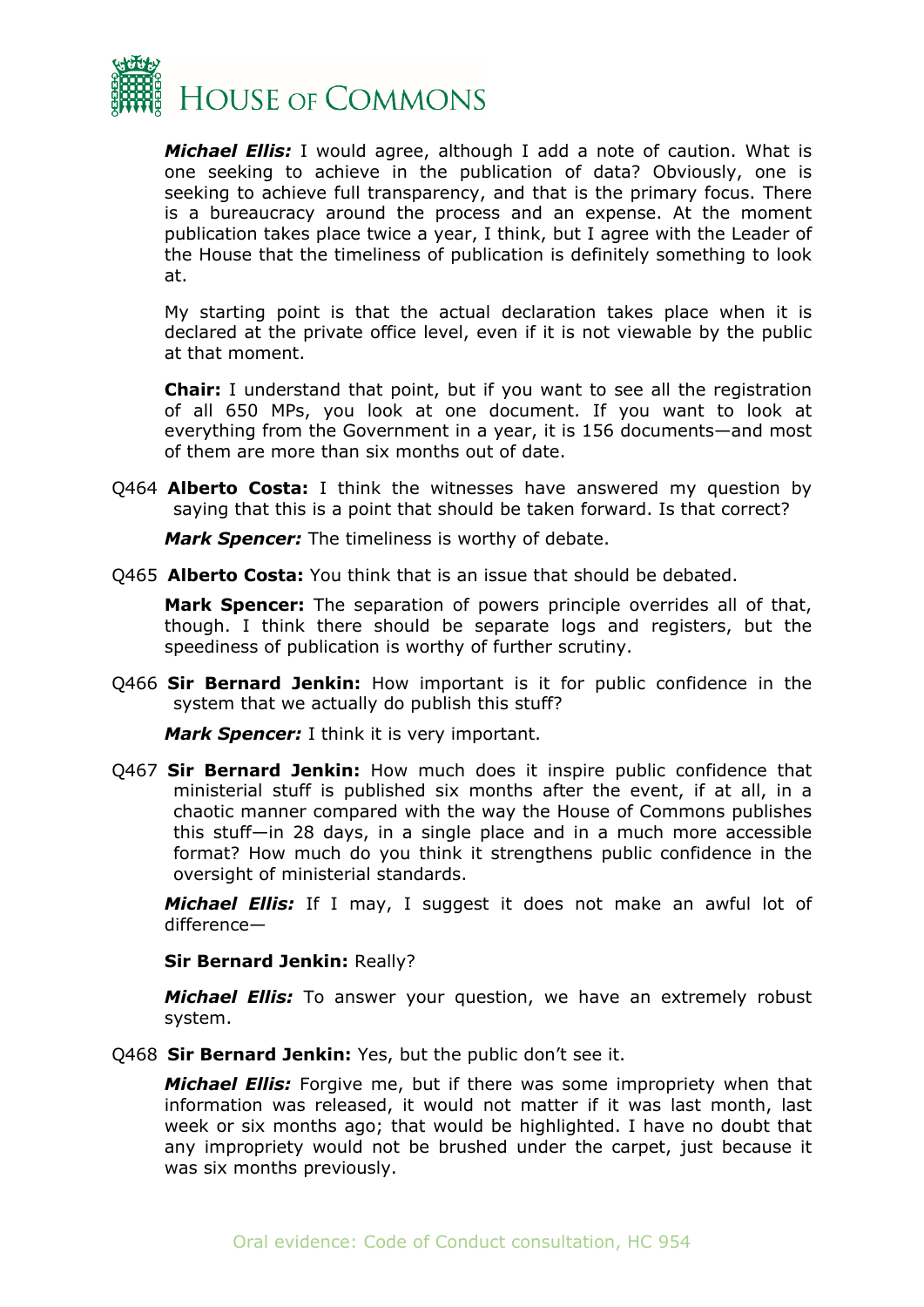***Michael Ellis:*** I would agree, although I add a note of caution. What is one seeking to achieve in the publication of data? Obviously, one is seeking to achieve full transparency, and that is the primary focus. There is a bureaucracy around the process and an expense. At the moment publication takes place twice a year, I think, but I agree with the Leader of the House that the timeliness of publication is definitely something to look at.

My starting point is that the actual declaration takes place when it is declared at the private office level, even if it is not viewable by the public at that moment.

**Chair:** I understand that point, but if you want to see all the registration of all 650 MPs, you look at one document. If you want to look at everything from the Government in a year, it is 156 documents—and most of them are more than six months out of date.

Q464 **Alberto Costa:** I think the witnesses have answered my question by saying that this is a point that should be taken forward. Is that correct?

***Mark Spencer:*** The timeliness is worthy of debate.

Q465 **Alberto Costa:** You think that is an issue that should be debated.

**Mark Spencer:** The separation of powers principle overrides all of that, though. I think there should be separate logs and registers, but the speediness of publication is worthy of further scrutiny.

Q466 **Sir Bernard Jenkin:** How important is it for public confidence in the system that we actually do publish this stuff?

***Mark Spencer:*** I think it is very important.

Q467 **Sir Bernard Jenkin:** How much does it inspire public confidence that ministerial stuff is published six months after the event, if at all, in a chaotic manner compared with the way the House of Commons publishes this stuff—in 28 days, in a single place and in a much more accessible format? How much do you think it strengthens public confidence in the oversight of ministerial standards.

***Michael Ellis:*** If I may, I suggest it does not make an awful lot of difference—

**Sir Bernard Jenkin:** Really?

***Michael Ellis:*** To answer your question, we have an extremely robust system.

Q468 **Sir Bernard Jenkin:** Yes, but the public don't see it.

***Michael Ellis:*** Forgive me, but if there was some impropriety when that information was released, it would not matter if it was last month, last week or six months ago; that would be highlighted. I have no doubt that any impropriety would not be brushed under the carpet, just because it was six months previously.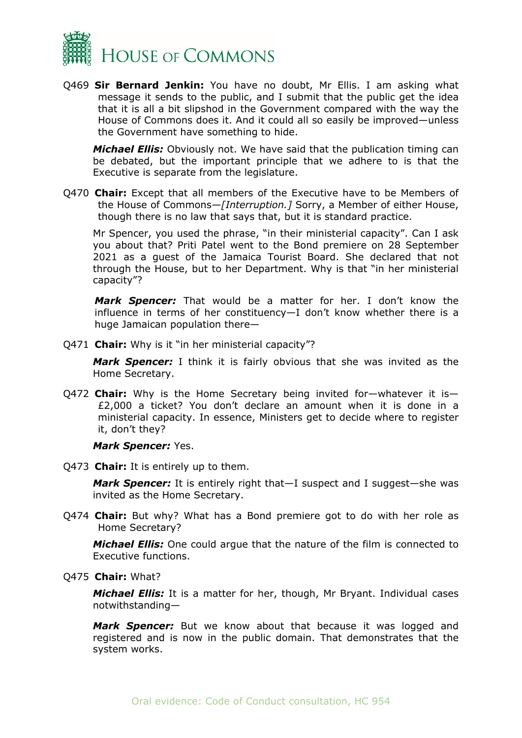Q469 **Sir Bernard Jenkin:** You have no doubt, Mr Ellis. I am asking what message it sends to the public, and I submit that the public get the idea that it is all a bit slipshod in the Government compared with the way the House of Commons does it. And it could all so easily be improved—unless the Government have something to hide.

***Michael Ellis:*** Obviously not. We have said that the publication timing can be debated, but the important principle that we adhere to is that the Executive is separate from the legislature.

Q470 **Chair:** Except that all members of the Executive have to be Members of the House of Commons—*[Interruption.]* Sorry, a Member of either House, though there is no law that says that, but it is standard practice.

Mr Spencer, you used the phrase, "in their ministerial capacity". Can I ask you about that? Priti Patel went to the Bond premiere on 28 September 2021 as a guest of the Jamaica Tourist Board. She declared that not through the House, but to her Department. Why is that "in her ministerial capacity"?

***Mark Spencer:*** That would be a matter for her. I don't know the influence in terms of her constituency—I don't know whether there is a huge Jamaican population there—

Q471 **Chair:** Why is it "in her ministerial capacity"?

***Mark Spencer:*** I think it is fairly obvious that she was invited as the Home Secretary.

Q472 **Chair:** Why is the Home Secretary being invited for—whatever it is—£2,000 a ticket? You don't declare an amount when it is done in a ministerial capacity. In essence, Ministers get to decide where to register it, don't they?

***Mark Spencer:*** Yes.

Q473 **Chair:** It is entirely up to them.

***Mark Spencer:*** It is entirely right that—I suspect and I suggest—she was invited as the Home Secretary.

Q474 **Chair:** But why? What has a Bond premiere got to do with her role as Home Secretary?

***Michael Ellis:*** One could argue that the nature of the film is connected to Executive functions.

Q475 **Chair:** What?

***Michael Ellis:*** It is a matter for her, though, Mr Bryant. Individual cases notwithstanding—

***Mark Spencer:*** But we know about that because it was logged and registered and is now in the public domain. That demonstrates that the system works.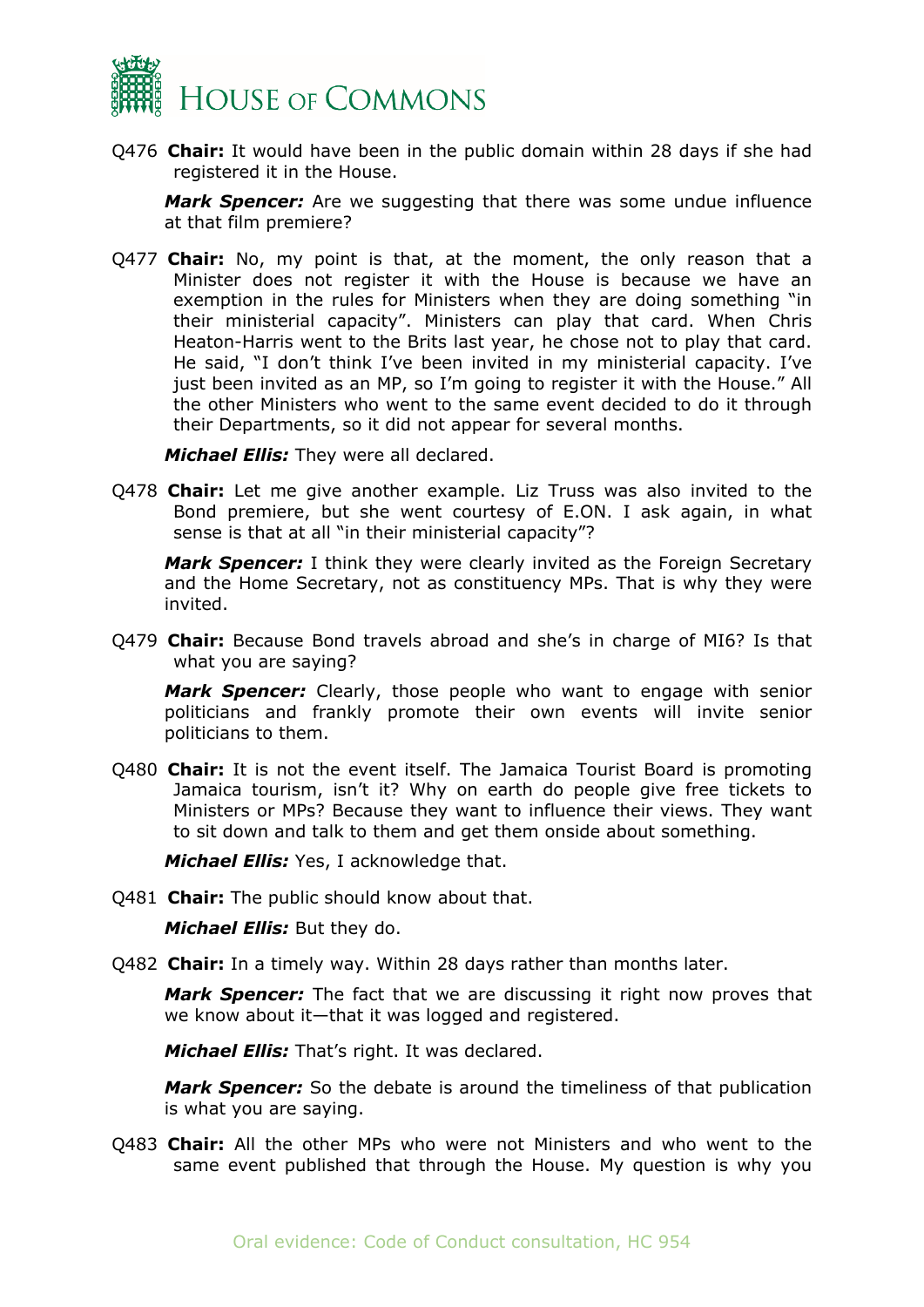Q476 **Chair:** It would have been in the public domain within 28 days if she had registered it in the House.

***Mark Spencer:*** Are we suggesting that there was some undue influence at that film premiere?

Q477 **Chair:** No, my point is that, at the moment, the only reason that a Minister does not register it with the House is because we have an exemption in the rules for Ministers when they are doing something "in their ministerial capacity". Ministers can play that card. When Chris Heaton-Harris went to the Brits last year, he chose not to play that card. He said, "I don't think I've been invited in my ministerial capacity. I've just been invited as an MP, so I'm going to register it with the House." All the other Ministers who went to the same event decided to do it through their Departments, so it did not appear for several months.

***Michael Ellis:*** They were all declared.

Q478 **Chair:** Let me give another example. Liz Truss was also invited to the Bond premiere, but she went courtesy of E.ON. I ask again, in what sense is that at all "in their ministerial capacity"?

***Mark Spencer:*** I think they were clearly invited as the Foreign Secretary and the Home Secretary, not as constituency MPs. That is why they were invited.

Q479 **Chair:** Because Bond travels abroad and she's in charge of MI6? Is that what you are saying?

***Mark Spencer:*** Clearly, those people who want to engage with senior politicians and frankly promote their own events will invite senior politicians to them.

Q480 **Chair:** It is not the event itself. The Jamaica Tourist Board is promoting Jamaica tourism, isn't it? Why on earth do people give free tickets to Ministers or MPs? Because they want to influence their views. They want to sit down and talk to them and get them onside about something.

***Michael Ellis:*** Yes, I acknowledge that.

Q481 **Chair:** The public should know about that.

***Michael Ellis:*** But they do.

Q482 **Chair:** In a timely way. Within 28 days rather than months later.

***Mark Spencer:*** The fact that we are discussing it right now proves that we know about it—that it was logged and registered.

***Michael Ellis:*** That's right. It was declared.

***Mark Spencer:*** So the debate is around the timeliness of that publication is what you are saying.

Q483 **Chair:** All the other MPs who were not Ministers and who went to the same event published that through the House. My question is why you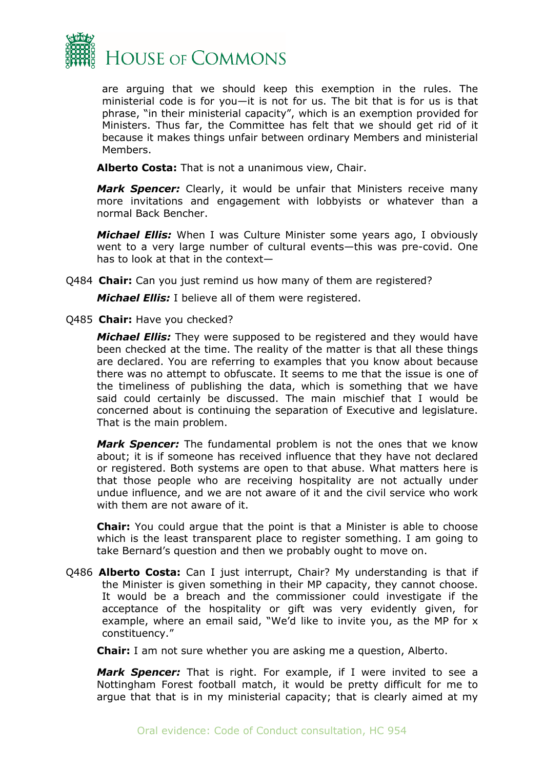are arguing that we should keep this exemption in the rules. The ministerial code is for you—it is not for us. The bit that is for us is that phrase, "in their ministerial capacity", which is an exemption provided for Ministers. Thus far, the Committee has felt that we should get rid of it because it makes things unfair between ordinary Members and ministerial Members.

**Alberto Costa:** That is not a unanimous view, Chair.

***Mark Spencer:*** Clearly, it would be unfair that Ministers receive many more invitations and engagement with lobbyists or whatever than a normal Back Bencher.

***Michael Ellis:*** When I was Culture Minister some years ago, I obviously went to a very large number of cultural events—this was pre-covid. One has to look at that in the context—

Q484 **Chair:** Can you just remind us how many of them are registered?

***Michael Ellis:*** I believe all of them were registered.

Q485 **Chair:** Have you checked?

***Michael Ellis:*** They were supposed to be registered and they would have been checked at the time. The reality of the matter is that all these things are declared. You are referring to examples that you know about because there was no attempt to obfuscate. It seems to me that the issue is one of the timeliness of publishing the data, which is something that we have said could certainly be discussed. The main mischief that I would be concerned about is continuing the separation of Executive and legislature. That is the main problem.

***Mark Spencer:*** The fundamental problem is not the ones that we know about; it is if someone has received influence that they have not declared or registered. Both systems are open to that abuse. What matters here is that those people who are receiving hospitality are not actually under undue influence, and we are not aware of it and the civil service who work with them are not aware of it.

**Chair:** You could argue that the point is that a Minister is able to choose which is the least transparent place to register something. I am going to take Bernard's question and then we probably ought to move on.

Q486 **Alberto Costa:** Can I just interrupt, Chair? My understanding is that if the Minister is given something in their MP capacity, they cannot choose. It would be a breach and the commissioner could investigate if the acceptance of the hospitality or gift was very evidently given, for example, where an email said, "We'd like to invite you, as the MP for x constituency."

**Chair:** I am not sure whether you are asking me a question, Alberto.

***Mark Spencer:*** That is right. For example, if I were invited to see a Nottingham Forest football match, it would be pretty difficult for me to argue that that is in my ministerial capacity; that is clearly aimed at my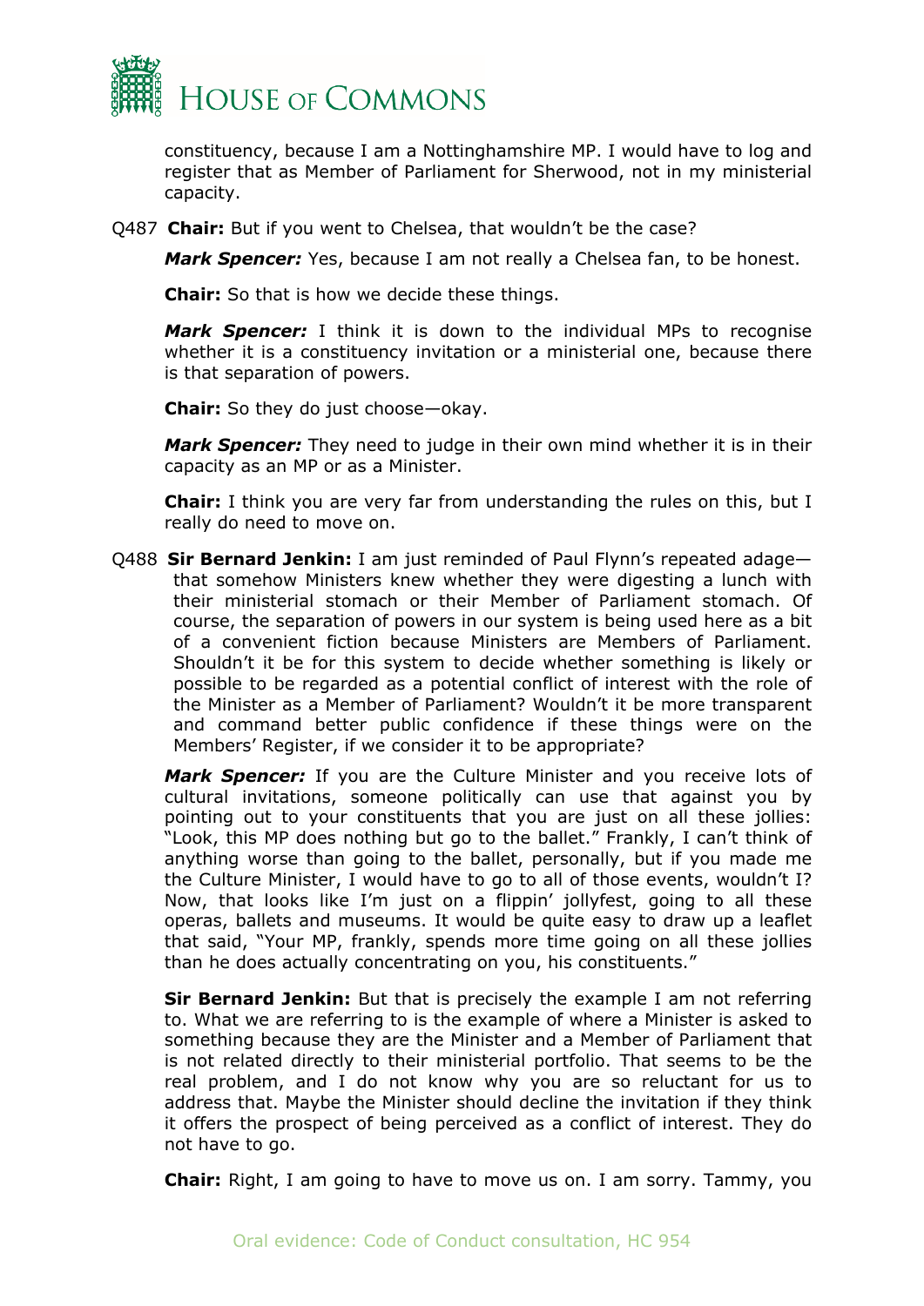constituency, because I am a Nottinghamshire MP. I would have to log and register that as Member of Parliament for Sherwood, not in my ministerial capacity.

Q487 **Chair:** But if you went to Chelsea, that wouldn't be the case?

***Mark Spencer:*** Yes, because I am not really a Chelsea fan, to be honest.

**Chair:** So that is how we decide these things.

***Mark Spencer:*** I think it is down to the individual MPs to recognise whether it is a constituency invitation or a ministerial one, because there is that separation of powers.

**Chair:** So they do just choose—okay.

***Mark Spencer:*** They need to judge in their own mind whether it is in their capacity as an MP or as a Minister.

**Chair:** I think you are very far from understanding the rules on this, but I really do need to move on.

Q488 **Sir Bernard Jenkin:** I am just reminded of Paul Flynn's repeated adage—that somehow Ministers knew whether they were digesting a lunch with their ministerial stomach or their Member of Parliament stomach. Of course, the separation of powers in our system is being used here as a bit of a convenient fiction because Ministers are Members of Parliament. Shouldn't it be for this system to decide whether something is likely or possible to be regarded as a potential conflict of interest with the role of the Minister as a Member of Parliament? Wouldn't it be more transparent and command better public confidence if these things were on the Members' Register, if we consider it to be appropriate?

***Mark Spencer:*** If you are the Culture Minister and you receive lots of cultural invitations, someone politically can use that against you by pointing out to your constituents that you are just on all these jollies: "Look, this MP does nothing but go to the ballet." Frankly, I can't think of anything worse than going to the ballet, personally, but if you made me the Culture Minister, I would have to go to all of those events, wouldn't I? Now, that looks like I'm just on a flippin' jollyfest, going to all these operas, ballets and museums. It would be quite easy to draw up a leaflet that said, "Your MP, frankly, spends more time going on all these jollies than he does actually concentrating on you, his constituents."

**Sir Bernard Jenkin:** But that is precisely the example I am not referring to. What we are referring to is the example of where a Minister is asked to something because they are the Minister and a Member of Parliament that is not related directly to their ministerial portfolio. That seems to be the real problem, and I do not know why you are so reluctant for us to address that. Maybe the Minister should decline the invitation if they think it offers the prospect of being perceived as a conflict of interest. They do not have to go.

**Chair:** Right, I am going to have to move us on. I am sorry. Tammy, you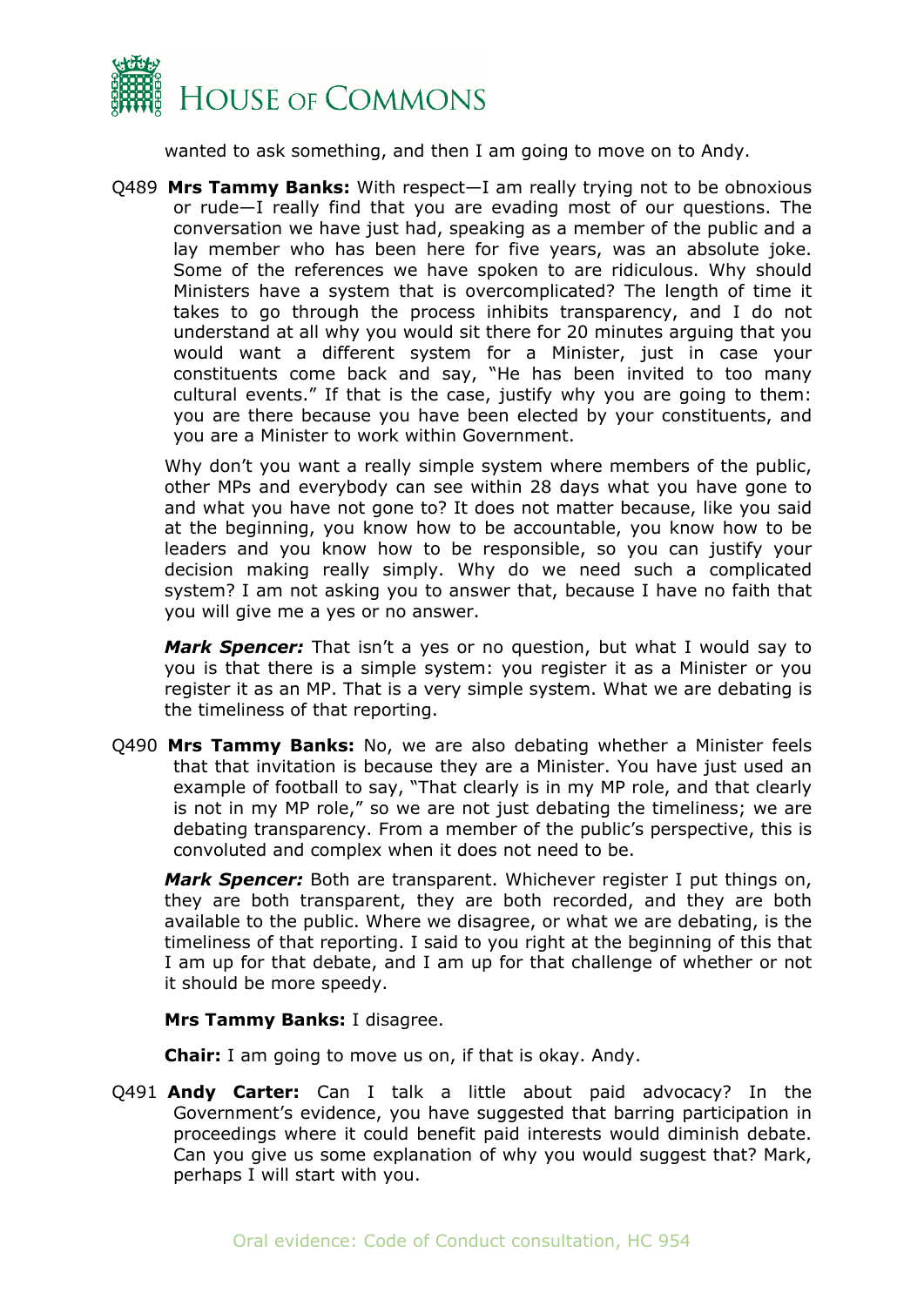wanted to ask something, and then I am going to move on to Andy.

Q489 **Mrs Tammy Banks:** With respect—I am really trying not to be obnoxious or rude—I really find that you are evading most of our questions. The conversation we have just had, speaking as a member of the public and a lay member who has been here for five years, was an absolute joke. Some of the references we have spoken to are ridiculous. Why should Ministers have a system that is overcomplicated? The length of time it takes to go through the process inhibits transparency, and I do not understand at all why you would sit there for 20 minutes arguing that you would want a different system for a Minister, just in case your constituents come back and say, "He has been invited to too many cultural events." If that is the case, justify why you are going to them: you are there because you have been elected by your constituents, and you are a Minister to work within Government.

Why don't you want a really simple system where members of the public, other MPs and everybody can see within 28 days what you have gone to and what you have not gone to? It does not matter because, like you said at the beginning, you know how to be accountable, you know how to be leaders and you know how to be responsible, so you can justify your decision making really simply. Why do we need such a complicated system? I am not asking you to answer that, because I have no faith that you will give me a yes or no answer.

***Mark Spencer:*** That isn't a yes or no question, but what I would say to you is that there is a simple system: you register it as a Minister or you register it as an MP. That is a very simple system. What we are debating is the timeliness of that reporting.

Q490 **Mrs Tammy Banks:** No, we are also debating whether a Minister feels that that invitation is because they are a Minister. You have just used an example of football to say, "That clearly is in my MP role, and that clearly is not in my MP role," so we are not just debating the timeliness; we are debating transparency. From a member of the public's perspective, this is convoluted and complex when it does not need to be.

***Mark Spencer:*** Both are transparent. Whichever register I put things on, they are both transparent, they are both recorded, and they are both available to the public. Where we disagree, or what we are debating, is the timeliness of that reporting. I said to you right at the beginning of this that I am up for that debate, and I am up for that challenge of whether or not it should be more speedy.

**Mrs Tammy Banks:** I disagree.

**Chair:** I am going to move us on, if that is okay. Andy.

Q491 **Andy Carter:** Can I talk a little about paid advocacy? In the Government's evidence, you have suggested that barring participation in proceedings where it could benefit paid interests would diminish debate. Can you give us some explanation of why you would suggest that? Mark, perhaps I will start with you.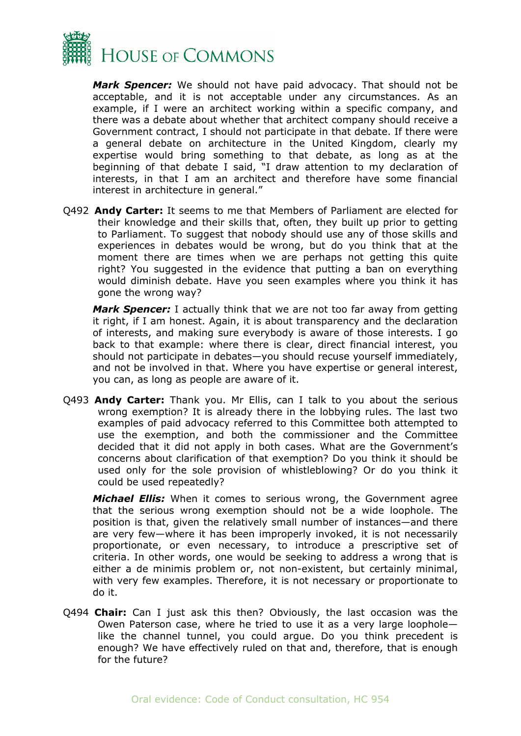***Mark Spencer:*** We should not have paid advocacy. That should not be acceptable, and it is not acceptable under any circumstances. As an example, if I were an architect working within a specific company, and there was a debate about whether that architect company should receive a Government contract, I should not participate in that debate. If there were a general debate on architecture in the United Kingdom, clearly my expertise would bring something to that debate, as long as at the beginning of that debate I said, "I draw attention to my declaration of interests, in that I am an architect and therefore have some financial interest in architecture in general."

Q492 **Andy Carter:** It seems to me that Members of Parliament are elected for their knowledge and their skills that, often, they built up prior to getting to Parliament. To suggest that nobody should use any of those skills and experiences in debates would be wrong, but do you think that at the moment there are times when we are perhaps not getting this quite right? You suggested in the evidence that putting a ban on everything would diminish debate. Have you seen examples where you think it has gone the wrong way?

***Mark Spencer:*** I actually think that we are not too far away from getting it right, if I am honest. Again, it is about transparency and the declaration of interests, and making sure everybody is aware of those interests. I go back to that example: where there is clear, direct financial interest, you should not participate in debates—you should recuse yourself immediately, and not be involved in that. Where you have expertise or general interest, you can, as long as people are aware of it.

Q493 **Andy Carter:** Thank you. Mr Ellis, can I talk to you about the serious wrong exemption? It is already there in the lobbying rules. The last two examples of paid advocacy referred to this Committee both attempted to use the exemption, and both the commissioner and the Committee decided that it did not apply in both cases. What are the Government's concerns about clarification of that exemption? Do you think it should be used only for the sole provision of whistleblowing? Or do you think it could be used repeatedly?

***Michael Ellis:*** When it comes to serious wrong, the Government agree that the serious wrong exemption should not be a wide loophole. The position is that, given the relatively small number of instances—and there are very few—where it has been improperly invoked, it is not necessarily proportionate, or even necessary, to introduce a prescriptive set of criteria. In other words, one would be seeking to address a wrong that is either a de minimis problem or, not non-existent, but certainly minimal, with very few examples. Therefore, it is not necessary or proportionate to do it.

Q494 **Chair:** Can I just ask this then? Obviously, the last occasion was the Owen Paterson case, where he tried to use it as a very large loophole—like the channel tunnel, you could argue. Do you think precedent is enough? We have effectively ruled on that and, therefore, that is enough for the future?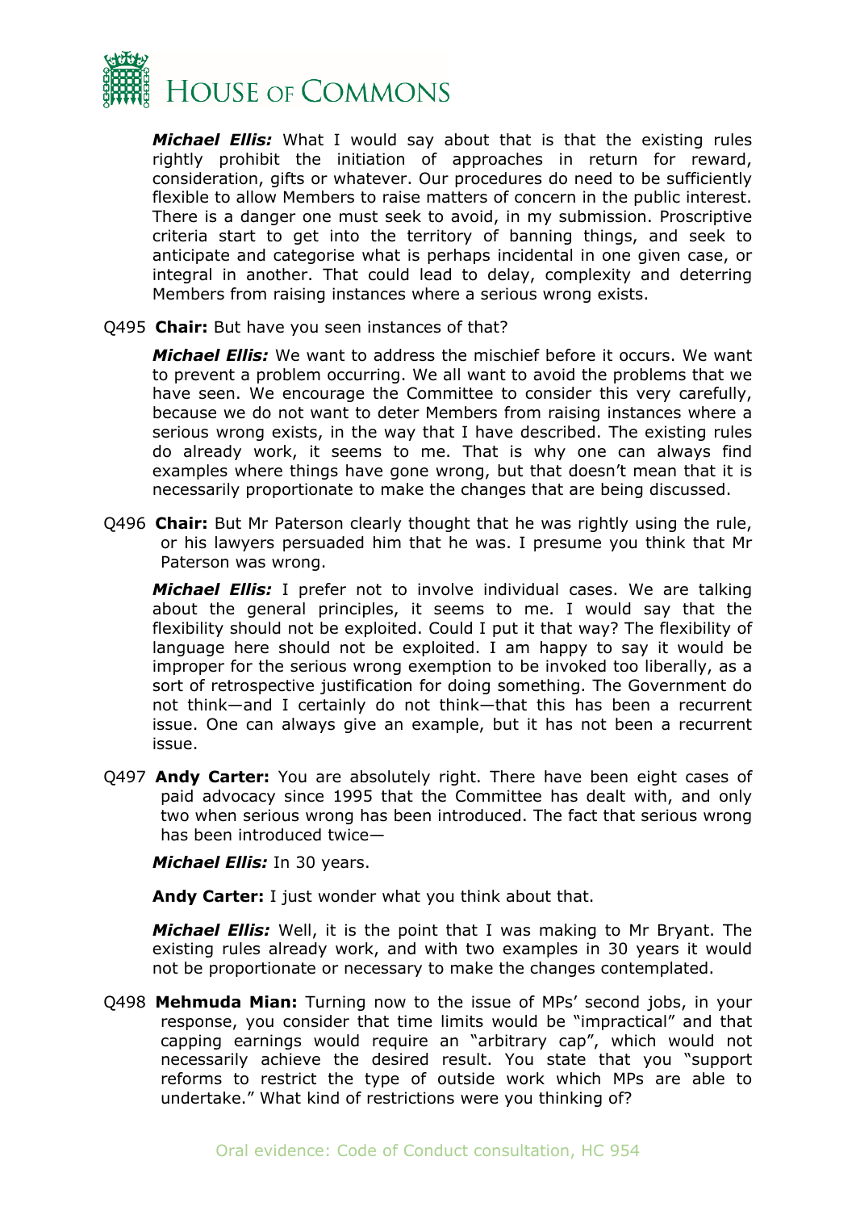***Michael Ellis:*** What I would say about that is that the existing rules rightly prohibit the initiation of approaches in return for reward, consideration, gifts or whatever. Our procedures do need to be sufficiently flexible to allow Members to raise matters of concern in the public interest. There is a danger one must seek to avoid, in my submission. Proscriptive criteria start to get into the territory of banning things, and seek to anticipate and categorise what is perhaps incidental in one given case, or integral in another. That could lead to delay, complexity and deterring Members from raising instances where a serious wrong exists.

Q495 **Chair:** But have you seen instances of that?

***Michael Ellis:*** We want to address the mischief before it occurs. We want to prevent a problem occurring. We all want to avoid the problems that we have seen. We encourage the Committee to consider this very carefully, because we do not want to deter Members from raising instances where a serious wrong exists, in the way that I have described. The existing rules do already work, it seems to me. That is why one can always find examples where things have gone wrong, but that doesn't mean that it is necessarily proportionate to make the changes that are being discussed.

Q496 **Chair:** But Mr Paterson clearly thought that he was rightly using the rule, or his lawyers persuaded him that he was. I presume you think that Mr Paterson was wrong.

***Michael Ellis:*** I prefer not to involve individual cases. We are talking about the general principles, it seems to me. I would say that the flexibility should not be exploited. Could I put it that way? The flexibility of language here should not be exploited. I am happy to say it would be improper for the serious wrong exemption to be invoked too liberally, as a sort of retrospective justification for doing something. The Government do not think—and I certainly do not think—that this has been a recurrent issue. One can always give an example, but it has not been a recurrent issue.

Q497 **Andy Carter:** You are absolutely right. There have been eight cases of paid advocacy since 1995 that the Committee has dealt with, and only two when serious wrong has been introduced. The fact that serious wrong has been introduced twice—

***Michael Ellis:*** In 30 years.

**Andy Carter:** I just wonder what you think about that.

***Michael Ellis:*** Well, it is the point that I was making to Mr Bryant. The existing rules already work, and with two examples in 30 years it would not be proportionate or necessary to make the changes contemplated.

Q498 **Mehmuda Mian:** Turning now to the issue of MPs' second jobs, in your response, you consider that time limits would be "impractical" and that capping earnings would require an "arbitrary cap", which would not necessarily achieve the desired result. You state that you "support reforms to restrict the type of outside work which MPs are able to undertake." What kind of restrictions were you thinking of?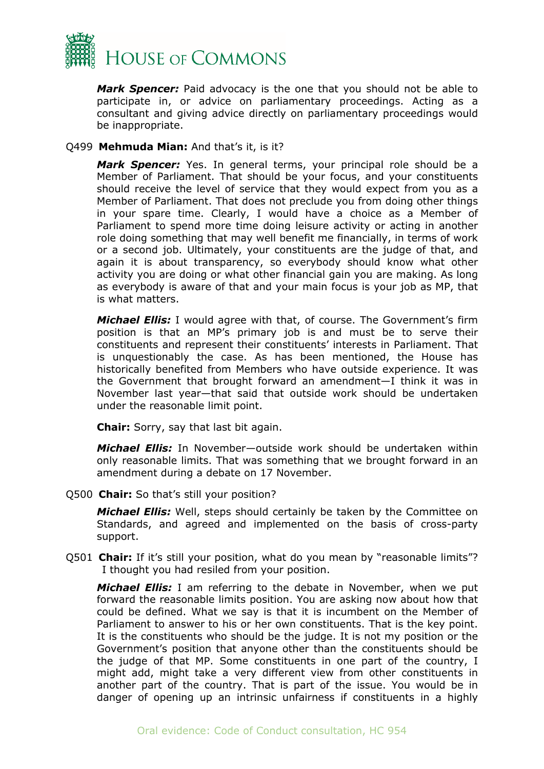***Mark Spencer:*** Paid advocacy is the one that you should not be able to participate in, or advice on parliamentary proceedings. Acting as a consultant and giving advice directly on parliamentary proceedings would be inappropriate.

Q499 **Mehmuda Mian:** And that's it, is it?

***Mark Spencer:*** Yes. In general terms, your principal role should be a Member of Parliament. That should be your focus, and your constituents should receive the level of service that they would expect from you as a Member of Parliament. That does not preclude you from doing other things in your spare time. Clearly, I would have a choice as a Member of Parliament to spend more time doing leisure activity or acting in another role doing something that may well benefit me financially, in terms of work or a second job. Ultimately, your constituents are the judge of that, and again it is about transparency, so everybody should know what other activity you are doing or what other financial gain you are making. As long as everybody is aware of that and your main focus is your job as MP, that is what matters.

***Michael Ellis:*** I would agree with that, of course. The Government's firm position is that an MP's primary job is and must be to serve their constituents and represent their constituents' interests in Parliament. That is unquestionably the case. As has been mentioned, the House has historically benefited from Members who have outside experience. It was the Government that brought forward an amendment—I think it was in November last year—that said that outside work should be undertaken under the reasonable limit point.

**Chair:** Sorry, say that last bit again.

***Michael Ellis:*** In November—outside work should be undertaken within only reasonable limits. That was something that we brought forward in an amendment during a debate on 17 November.

Q500 **Chair:** So that's still your position?

***Michael Ellis:*** Well, steps should certainly be taken by the Committee on Standards, and agreed and implemented on the basis of cross-party support.

Q501 **Chair:** If it's still your position, what do you mean by "reasonable limits"? I thought you had resiled from your position.

***Michael Ellis:*** I am referring to the debate in November, when we put forward the reasonable limits position. You are asking now about how that could be defined. What we say is that it is incumbent on the Member of Parliament to answer to his or her own constituents. That is the key point. It is the constituents who should be the judge. It is not my position or the Government's position that anyone other than the constituents should be the judge of that MP. Some constituents in one part of the country, I might add, might take a very different view from other constituents in another part of the country. That is part of the issue. You would be in danger of opening up an intrinsic unfairness if constituents in a highly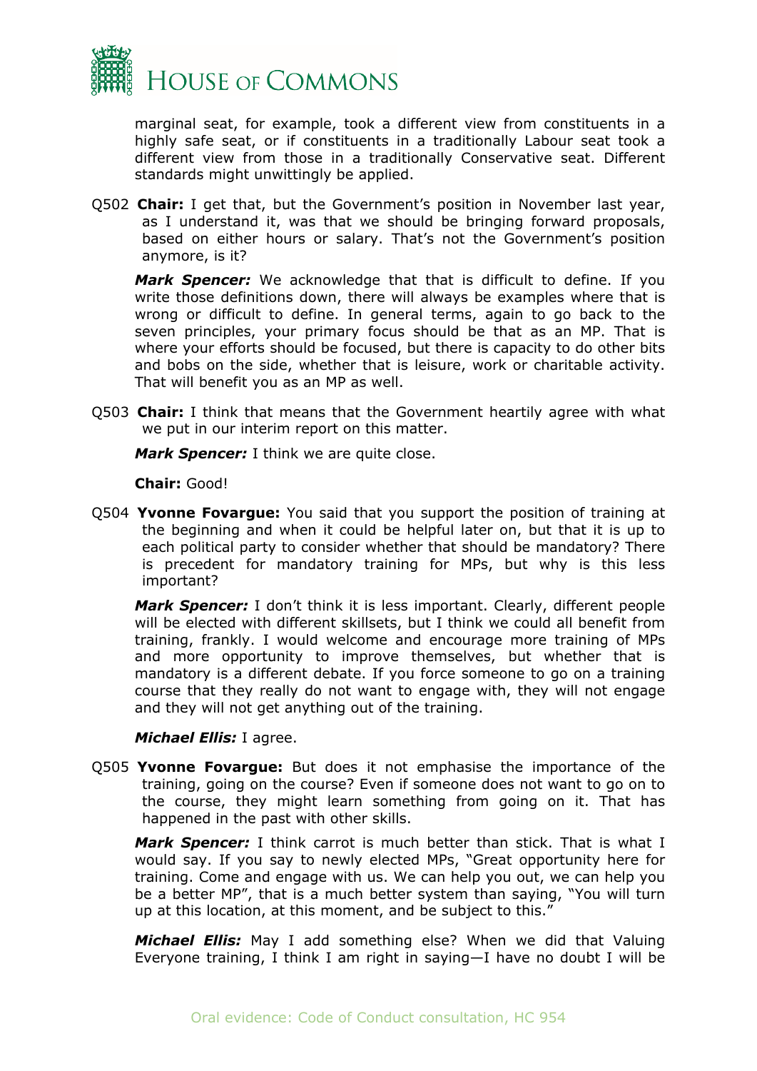marginal seat, for example, took a different view from constituents in a highly safe seat, or if constituents in a traditionally Labour seat took a different view from those in a traditionally Conservative seat. Different standards might unwittingly be applied.

Q502 **Chair:** I get that, but the Government's position in November last year, as I understand it, was that we should be bringing forward proposals, based on either hours or salary. That's not the Government's position anymore, is it?

***Mark Spencer:*** We acknowledge that that is difficult to define. If you write those definitions down, there will always be examples where that is wrong or difficult to define. In general terms, again to go back to the seven principles, your primary focus should be that as an MP. That is where your efforts should be focused, but there is capacity to do other bits and bobs on the side, whether that is leisure, work or charitable activity. That will benefit you as an MP as well.

Q503 **Chair:** I think that means that the Government heartily agree with what we put in our interim report on this matter.

***Mark Spencer:*** I think we are quite close.

**Chair:** Good!

Q504 **Yvonne Fovargue:** You said that you support the position of training at the beginning and when it could be helpful later on, but that it is up to each political party to consider whether that should be mandatory? There is precedent for mandatory training for MPs, but why is this less important?

***Mark Spencer:*** I don't think it is less important. Clearly, different people will be elected with different skillsets, but I think we could all benefit from training, frankly. I would welcome and encourage more training of MPs and more opportunity to improve themselves, but whether that is mandatory is a different debate. If you force someone to go on a training course that they really do not want to engage with, they will not engage and they will not get anything out of the training.

***Michael Ellis:*** I agree.

Q505 **Yvonne Fovargue:** But does it not emphasise the importance of the training, going on the course? Even if someone does not want to go on to the course, they might learn something from going on it. That has happened in the past with other skills.

***Mark Spencer:*** I think carrot is much better than stick. That is what I would say. If you say to newly elected MPs, "Great opportunity here for training. Come and engage with us. We can help you out, we can help you be a better MP", that is a much better system than saying, "You will turn up at this location, at this moment, and be subject to this."

***Michael Ellis:*** May I add something else? When we did that Valuing Everyone training, I think I am right in saying—I have no doubt I will be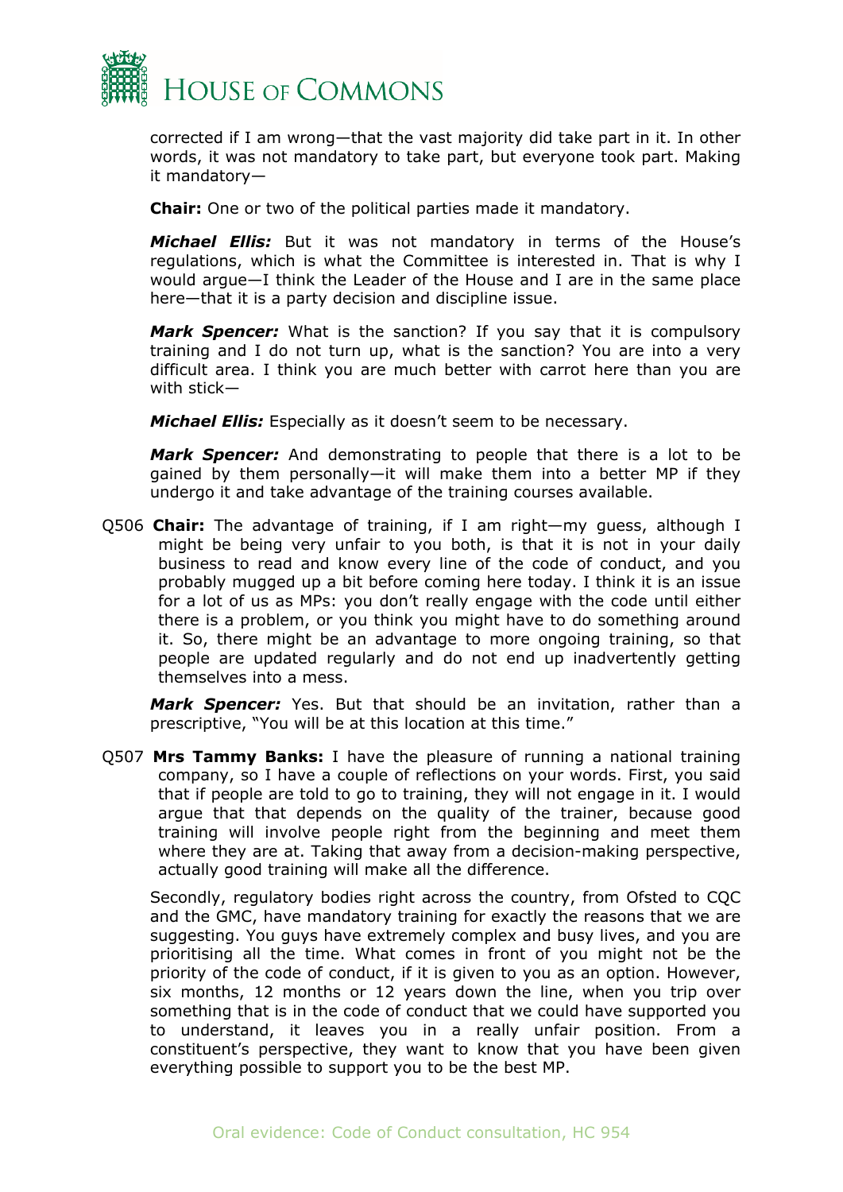corrected if I am wrong—that the vast majority did take part in it. In other words, it was not mandatory to take part, but everyone took part. Making it mandatory—

**Chair:** One or two of the political parties made it mandatory.

***Michael Ellis:*** But it was not mandatory in terms of the House's regulations, which is what the Committee is interested in. That is why I would argue—I think the Leader of the House and I are in the same place here—that it is a party decision and discipline issue.

***Mark Spencer:*** What is the sanction? If you say that it is compulsory training and I do not turn up, what is the sanction? You are into a very difficult area. I think you are much better with carrot here than you are with stick—

***Michael Ellis:*** Especially as it doesn't seem to be necessary.

***Mark Spencer:*** And demonstrating to people that there is a lot to be gained by them personally—it will make them into a better MP if they undergo it and take advantage of the training courses available.

Q506 **Chair:** The advantage of training, if I am right—my guess, although I might be being very unfair to you both, is that it is not in your daily business to read and know every line of the code of conduct, and you probably mugged up a bit before coming here today. I think it is an issue for a lot of us as MPs: you don't really engage with the code until either there is a problem, or you think you might have to do something around it. So, there might be an advantage to more ongoing training, so that people are updated regularly and do not end up inadvertently getting themselves into a mess.

***Mark Spencer:*** Yes. But that should be an invitation, rather than a prescriptive, "You will be at this location at this time."

Q507 **Mrs Tammy Banks:** I have the pleasure of running a national training company, so I have a couple of reflections on your words. First, you said that if people are told to go to training, they will not engage in it. I would argue that that depends on the quality of the trainer, because good training will involve people right from the beginning and meet them where they are at. Taking that away from a decision-making perspective, actually good training will make all the difference.

Secondly, regulatory bodies right across the country, from Ofsted to CQC and the GMC, have mandatory training for exactly the reasons that we are suggesting. You guys have extremely complex and busy lives, and you are prioritising all the time. What comes in front of you might not be the priority of the code of conduct, if it is given to you as an option. However, six months, 12 months or 12 years down the line, when you trip over something that is in the code of conduct that we could have supported you to understand, it leaves you in a really unfair position. From a constituent's perspective, they want to know that you have been given everything possible to support you to be the best MP.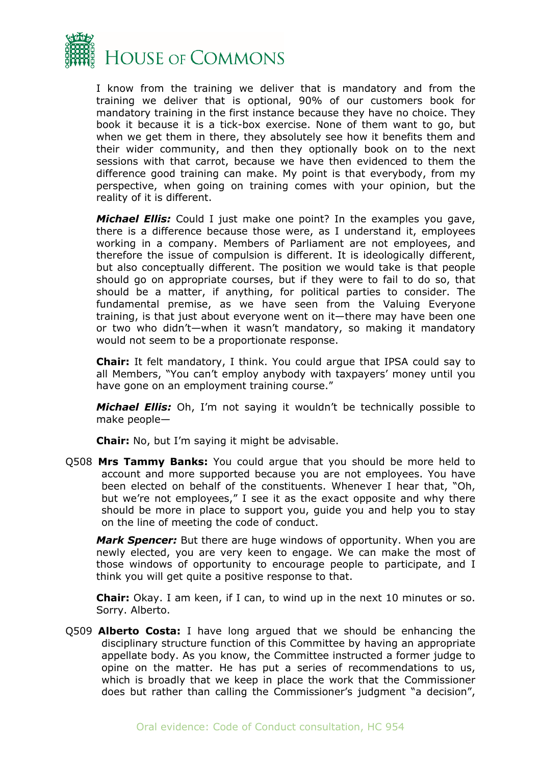I know from the training we deliver that is mandatory and from the training we deliver that is optional, 90% of our customers book for mandatory training in the first instance because they have no choice. They book it because it is a tick-box exercise. None of them want to go, but when we get them in there, they absolutely see how it benefits them and their wider community, and then they optionally book on to the next sessions with that carrot, because we have then evidenced to them the difference good training can make. My point is that everybody, from my perspective, when going on training comes with your opinion, but the reality of it is different.

***Michael Ellis:*** Could I just make one point? In the examples you gave, there is a difference because those were, as I understand it, employees working in a company. Members of Parliament are not employees, and therefore the issue of compulsion is different. It is ideologically different, but also conceptually different. The position we would take is that people should go on appropriate courses, but if they were to fail to do so, that should be a matter, if anything, for political parties to consider. The fundamental premise, as we have seen from the Valuing Everyone training, is that just about everyone went on it—there may have been one or two who didn't—when it wasn't mandatory, so making it mandatory would not seem to be a proportionate response.

**Chair:** It felt mandatory, I think. You could argue that IPSA could say to all Members, "You can't employ anybody with taxpayers' money until you have gone on an employment training course."

***Michael Ellis:*** Oh, I'm not saying it wouldn't be technically possible to make people—

**Chair:** No, but I'm saying it might be advisable.

Q508 **Mrs Tammy Banks:** You could argue that you should be more held to account and more supported because you are not employees. You have been elected on behalf of the constituents. Whenever I hear that, "Oh, but we're not employees," I see it as the exact opposite and why there should be more in place to support you, guide you and help you to stay on the line of meeting the code of conduct.

***Mark Spencer:*** But there are huge windows of opportunity. When you are newly elected, you are very keen to engage. We can make the most of those windows of opportunity to encourage people to participate, and I think you will get quite a positive response to that.

**Chair:** Okay. I am keen, if I can, to wind up in the next 10 minutes or so. Sorry. Alberto.

Q509 **Alberto Costa:** I have long argued that we should be enhancing the disciplinary structure function of this Committee by having an appropriate appellate body. As you know, the Committee instructed a former judge to opine on the matter. He has put a series of recommendations to us, which is broadly that we keep in place the work that the Commissioner does but rather than calling the Commissioner's judgment "a decision",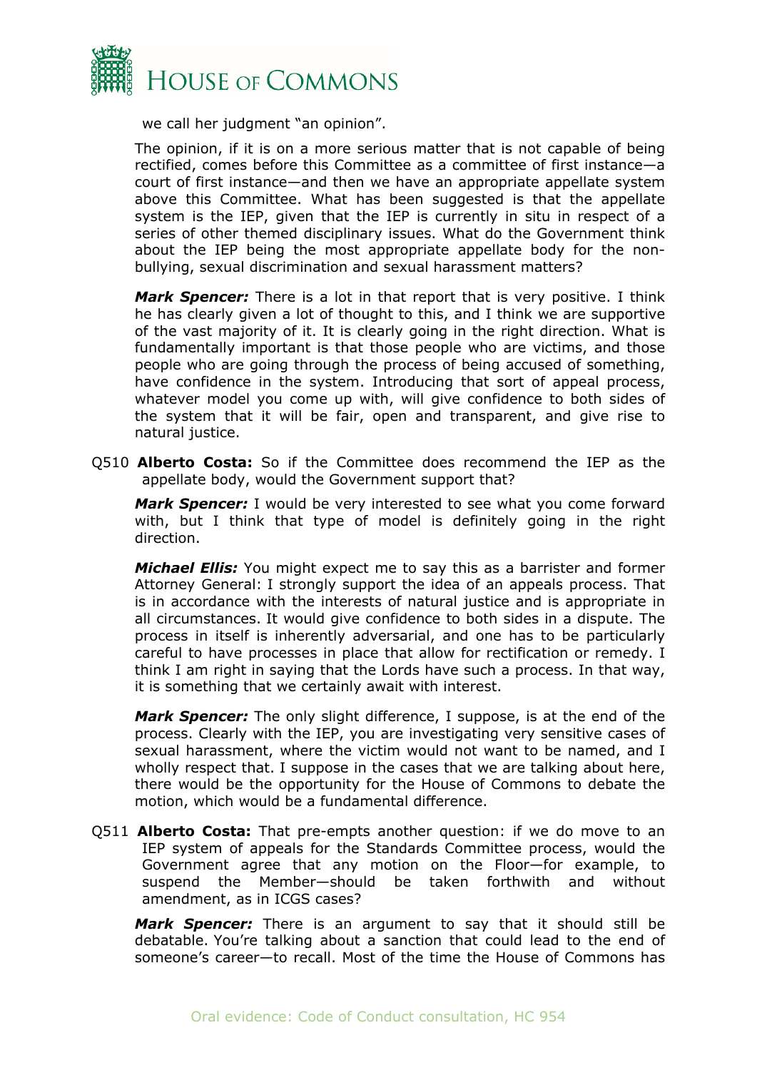we call her judgment "an opinion".

The opinion, if it is on a more serious matter that is not capable of being rectified, comes before this Committee as a committee of first instance—a court of first instance—and then we have an appropriate appellate system above this Committee. What has been suggested is that the appellate system is the IEP, given that the IEP is currently in situ in respect of a series of other themed disciplinary issues. What do the Government think about the IEP being the most appropriate appellate body for the non-bullying, sexual discrimination and sexual harassment matters?

***Mark Spencer:*** There is a lot in that report that is very positive. I think he has clearly given a lot of thought to this, and I think we are supportive of the vast majority of it. It is clearly going in the right direction. What is fundamentally important is that those people who are victims, and those people who are going through the process of being accused of something, have confidence in the system. Introducing that sort of appeal process, whatever model you come up with, will give confidence to both sides of the system that it will be fair, open and transparent, and give rise to natural justice.

Q510 **Alberto Costa:** So if the Committee does recommend the IEP as the appellate body, would the Government support that?

***Mark Spencer:*** I would be very interested to see what you come forward with, but I think that type of model is definitely going in the right direction.

***Michael Ellis:*** You might expect me to say this as a barrister and former Attorney General: I strongly support the idea of an appeals process. That is in accordance with the interests of natural justice and is appropriate in all circumstances. It would give confidence to both sides in a dispute. The process in itself is inherently adversarial, and one has to be particularly careful to have processes in place that allow for rectification or remedy. I think I am right in saying that the Lords have such a process. In that way, it is something that we certainly await with interest.

***Mark Spencer:*** The only slight difference, I suppose, is at the end of the process. Clearly with the IEP, you are investigating very sensitive cases of sexual harassment, where the victim would not want to be named, and I wholly respect that. I suppose in the cases that we are talking about here, there would be the opportunity for the House of Commons to debate the motion, which would be a fundamental difference.

Q511 **Alberto Costa:** That pre-empts another question: if we do move to an IEP system of appeals for the Standards Committee process, would the Government agree that any motion on the Floor—for example, to suspend the Member—should be taken forthwith and without amendment, as in ICGS cases?

***Mark Spencer:*** There is an argument to say that it should still be debatable. You're talking about a sanction that could lead to the end of someone's career—to recall. Most of the time the House of Commons has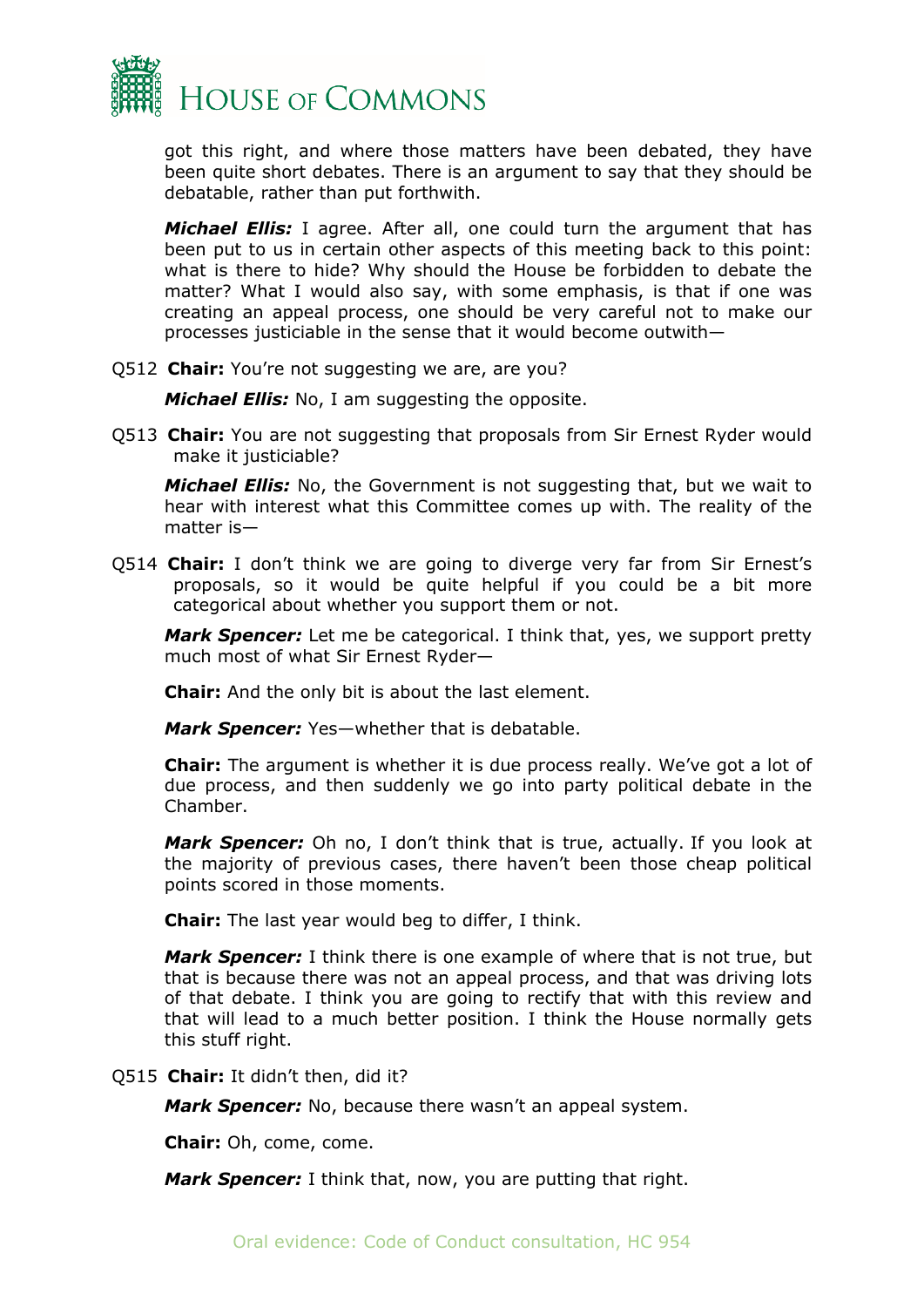got this right, and where those matters have been debated, they have been quite short debates. There is an argument to say that they should be debatable, rather than put forthwith.

***Michael Ellis:*** I agree. After all, one could turn the argument that has been put to us in certain other aspects of this meeting back to this point: what is there to hide? Why should the House be forbidden to debate the matter? What I would also say, with some emphasis, is that if one was creating an appeal process, one should be very careful not to make our processes justiciable in the sense that it would become outwith—

Q512 **Chair:** You're not suggesting we are, are you?

***Michael Ellis:*** No, I am suggesting the opposite.

Q513 **Chair:** You are not suggesting that proposals from Sir Ernest Ryder would make it justiciable?

***Michael Ellis:*** No, the Government is not suggesting that, but we wait to hear with interest what this Committee comes up with. The reality of the matter is—

Q514 **Chair:** I don't think we are going to diverge very far from Sir Ernest's proposals, so it would be quite helpful if you could be a bit more categorical about whether you support them or not.

***Mark Spencer:*** Let me be categorical. I think that, yes, we support pretty much most of what Sir Ernest Ryder—

**Chair:** And the only bit is about the last element.

***Mark Spencer:*** Yes—whether that is debatable.

**Chair:** The argument is whether it is due process really. We've got a lot of due process, and then suddenly we go into party political debate in the Chamber.

***Mark Spencer:*** Oh no, I don't think that is true, actually. If you look at the majority of previous cases, there haven't been those cheap political points scored in those moments.

**Chair:** The last year would beg to differ, I think.

***Mark Spencer:*** I think there is one example of where that is not true, but that is because there was not an appeal process, and that was driving lots of that debate. I think you are going to rectify that with this review and that will lead to a much better position. I think the House normally gets this stuff right.

Q515 **Chair:** It didn't then, did it?

***Mark Spencer:*** No, because there wasn't an appeal system.

**Chair:** Oh, come, come.

***Mark Spencer:*** I think that, now, you are putting that right.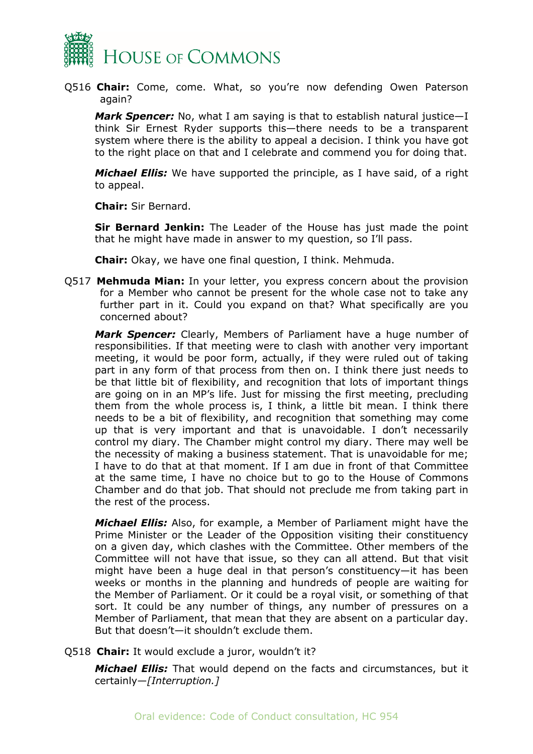Q516 **Chair:** Come, come. What, so you're now defending Owen Paterson again?

***Mark Spencer:*** No, what I am saying is that to establish natural justice—I think Sir Ernest Ryder supports this—there needs to be a transparent system where there is the ability to appeal a decision. I think you have got to the right place on that and I celebrate and commend you for doing that.

***Michael Ellis:*** We have supported the principle, as I have said, of a right to appeal.

**Chair:** Sir Bernard.

**Sir Bernard Jenkin:** The Leader of the House has just made the point that he might have made in answer to my question, so I'll pass.

**Chair:** Okay, we have one final question, I think. Mehmuda.

Q517 **Mehmuda Mian:** In your letter, you express concern about the provision for a Member who cannot be present for the whole case not to take any further part in it. Could you expand on that? What specifically are you concerned about?

***Mark Spencer:*** Clearly, Members of Parliament have a huge number of responsibilities. If that meeting were to clash with another very important meeting, it would be poor form, actually, if they were ruled out of taking part in any form of that process from then on. I think there just needs to be that little bit of flexibility, and recognition that lots of important things are going on in an MP's life. Just for missing the first meeting, precluding them from the whole process is, I think, a little bit mean. I think there needs to be a bit of flexibility, and recognition that something may come up that is very important and that is unavoidable. I don't necessarily control my diary. The Chamber might control my diary. There may well be the necessity of making a business statement. That is unavoidable for me; I have to do that at that moment. If I am due in front of that Committee at the same time, I have no choice but to go to the House of Commons Chamber and do that job. That should not preclude me from taking part in the rest of the process.

***Michael Ellis:*** Also, for example, a Member of Parliament might have the Prime Minister or the Leader of the Opposition visiting their constituency on a given day, which clashes with the Committee. Other members of the Committee will not have that issue, so they can all attend. But that visit might have been a huge deal in that person's constituency—it has been weeks or months in the planning and hundreds of people are waiting for the Member of Parliament. Or it could be a royal visit, or something of that sort. It could be any number of things, any number of pressures on a Member of Parliament, that mean that they are absent on a particular day. But that doesn't—it shouldn't exclude them.

Q518 **Chair:** It would exclude a juror, wouldn't it?

***Michael Ellis:*** That would depend on the facts and circumstances, but it certainly—*[Interruption.]*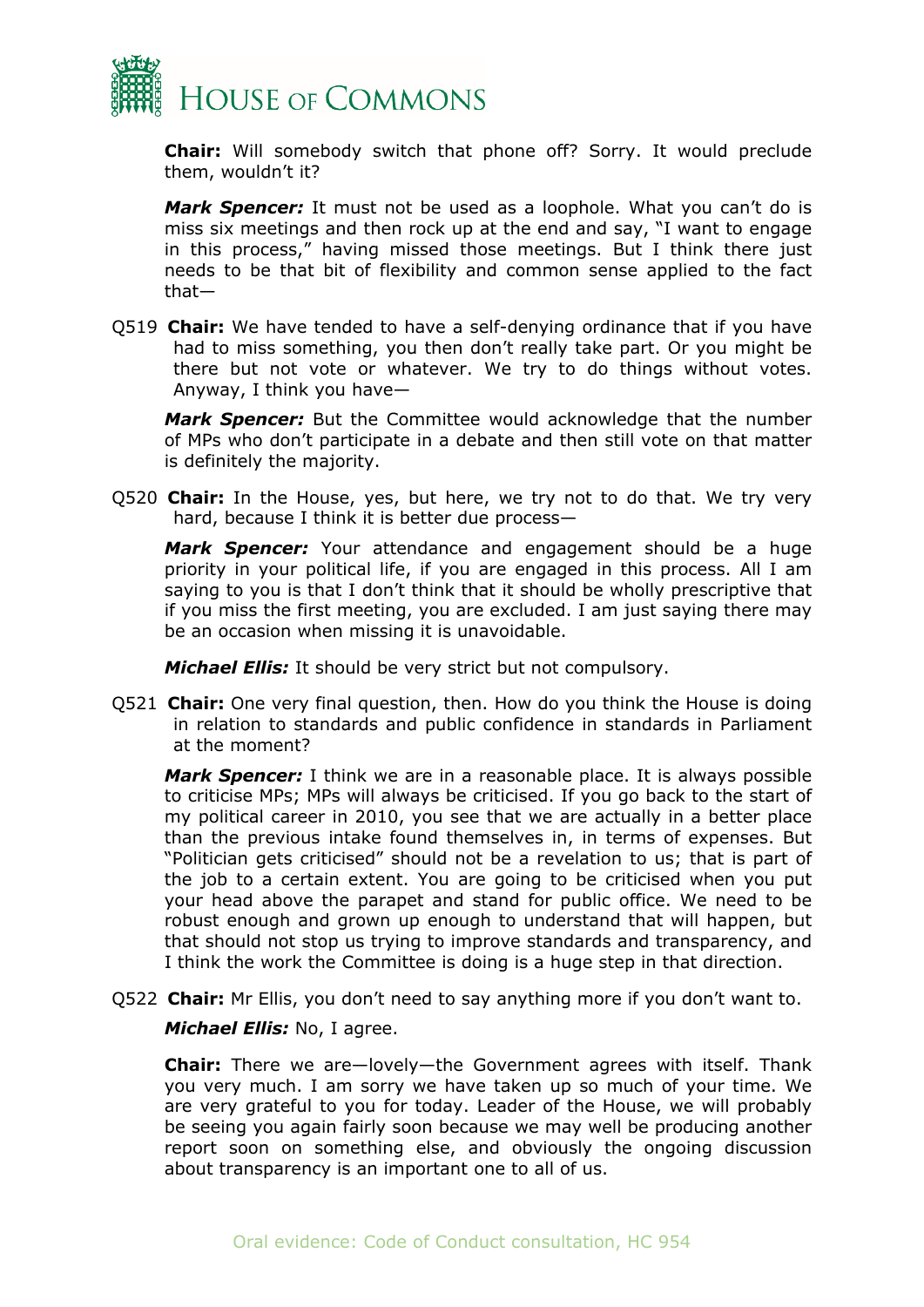**Chair:** Will somebody switch that phone off? Sorry. It would preclude them, wouldn't it?

***Mark Spencer:*** It must not be used as a loophole. What you can't do is miss six meetings and then rock up at the end and say, "I want to engage in this process," having missed those meetings. But I think there just needs to be that bit of flexibility and common sense applied to the fact that—

Q519 **Chair:** We have tended to have a self-denying ordinance that if you have had to miss something, you then don't really take part. Or you might be there but not vote or whatever. We try to do things without votes. Anyway, I think you have—

***Mark Spencer:*** But the Committee would acknowledge that the number of MPs who don't participate in a debate and then still vote on that matter is definitely the majority.

Q520 **Chair:** In the House, yes, but here, we try not to do that. We try very hard, because I think it is better due process—

***Mark Spencer:*** Your attendance and engagement should be a huge priority in your political life, if you are engaged in this process. All I am saying to you is that I don't think that it should be wholly prescriptive that if you miss the first meeting, you are excluded. I am just saying there may be an occasion when missing it is unavoidable.

***Michael Ellis:*** It should be very strict but not compulsory.

Q521 **Chair:** One very final question, then. How do you think the House is doing in relation to standards and public confidence in standards in Parliament at the moment?

***Mark Spencer:*** I think we are in a reasonable place. It is always possible to criticise MPs; MPs will always be criticised. If you go back to the start of my political career in 2010, you see that we are actually in a better place than the previous intake found themselves in, in terms of expenses. But "Politician gets criticised" should not be a revelation to us; that is part of the job to a certain extent. You are going to be criticised when you put your head above the parapet and stand for public office. We need to be robust enough and grown up enough to understand that will happen, but that should not stop us trying to improve standards and transparency, and I think the work the Committee is doing is a huge step in that direction.

Q522 **Chair:** Mr Ellis, you don't need to say anything more if you don't want to.

***Michael Ellis:*** No, I agree.

**Chair:** There we are—lovely—the Government agrees with itself. Thank you very much. I am sorry we have taken up so much of your time. We are very grateful to you for today. Leader of the House, we will probably be seeing you again fairly soon because we may well be producing another report soon on something else, and obviously the ongoing discussion about transparency is an important one to all of us.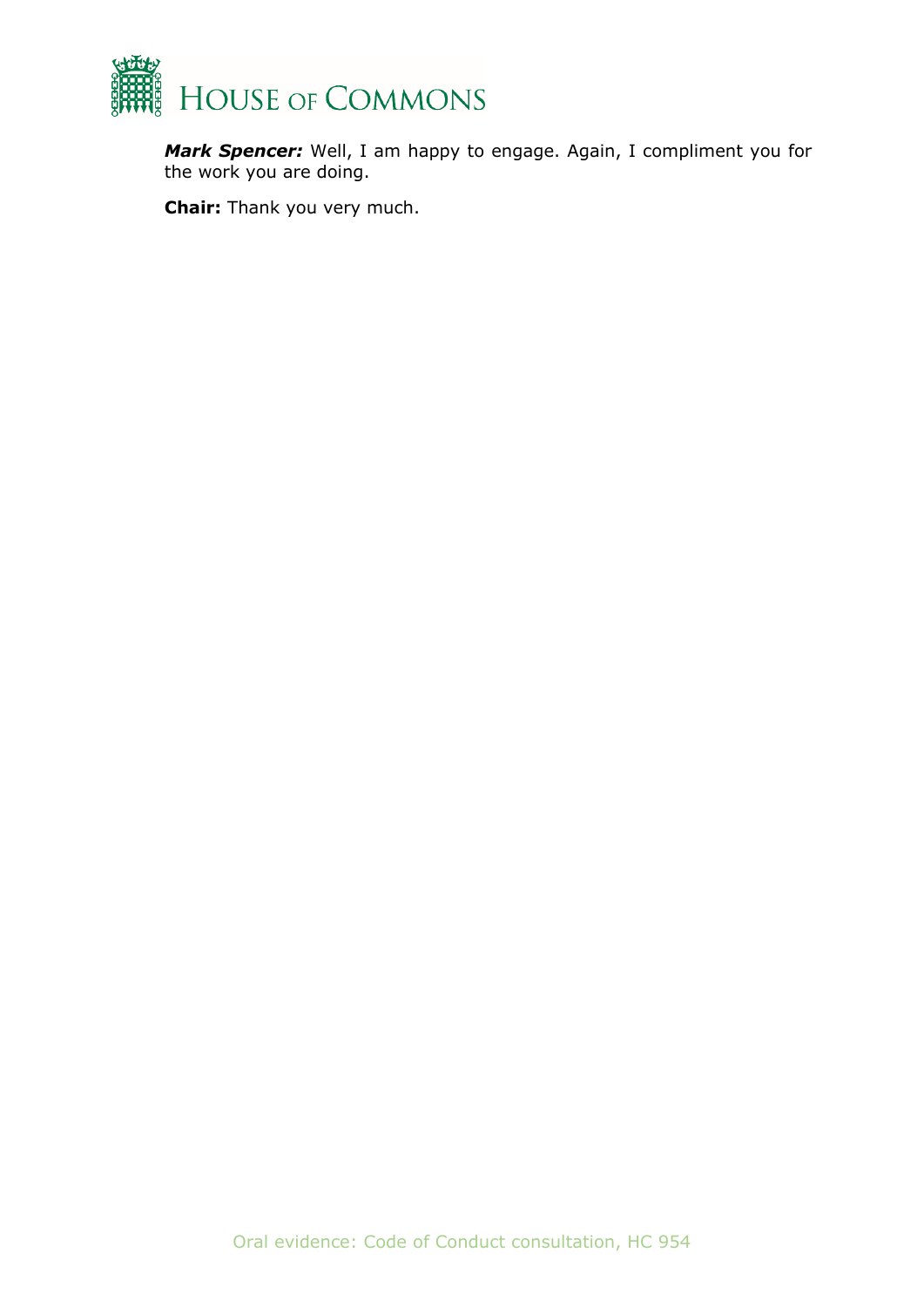***Mark Spencer:*** Well, I am happy to engage. Again, I compliment you for the work you are doing.

**Chair:** Thank you very much.